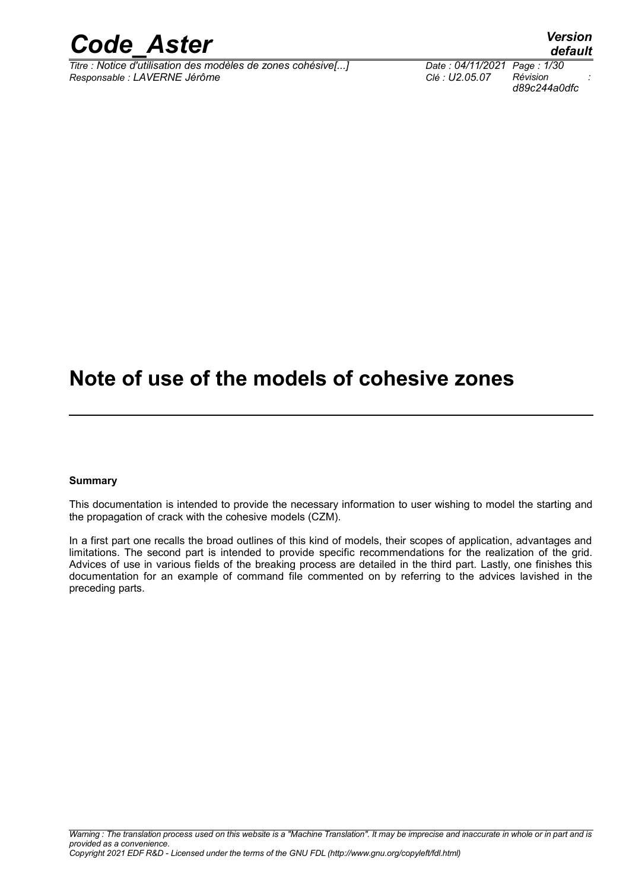# Note of use of the models of cohesive zones

**Summary**

This documentation is intended to provide the necessary information to user wishing to model the starting and the propagation of crack with the cohesive models (CZM).

In a first part one recalls the broad outlines of this kind of models, their scopes of application, advantages and limitations. The second part is intended to provide specific recommendations for the realization of the grid. Advices of use in various fields of the breaking process are detailed in the third part. Lastly, one finishes this documentation for an example of command file commented on by referring to the advices lavished in the preceding parts.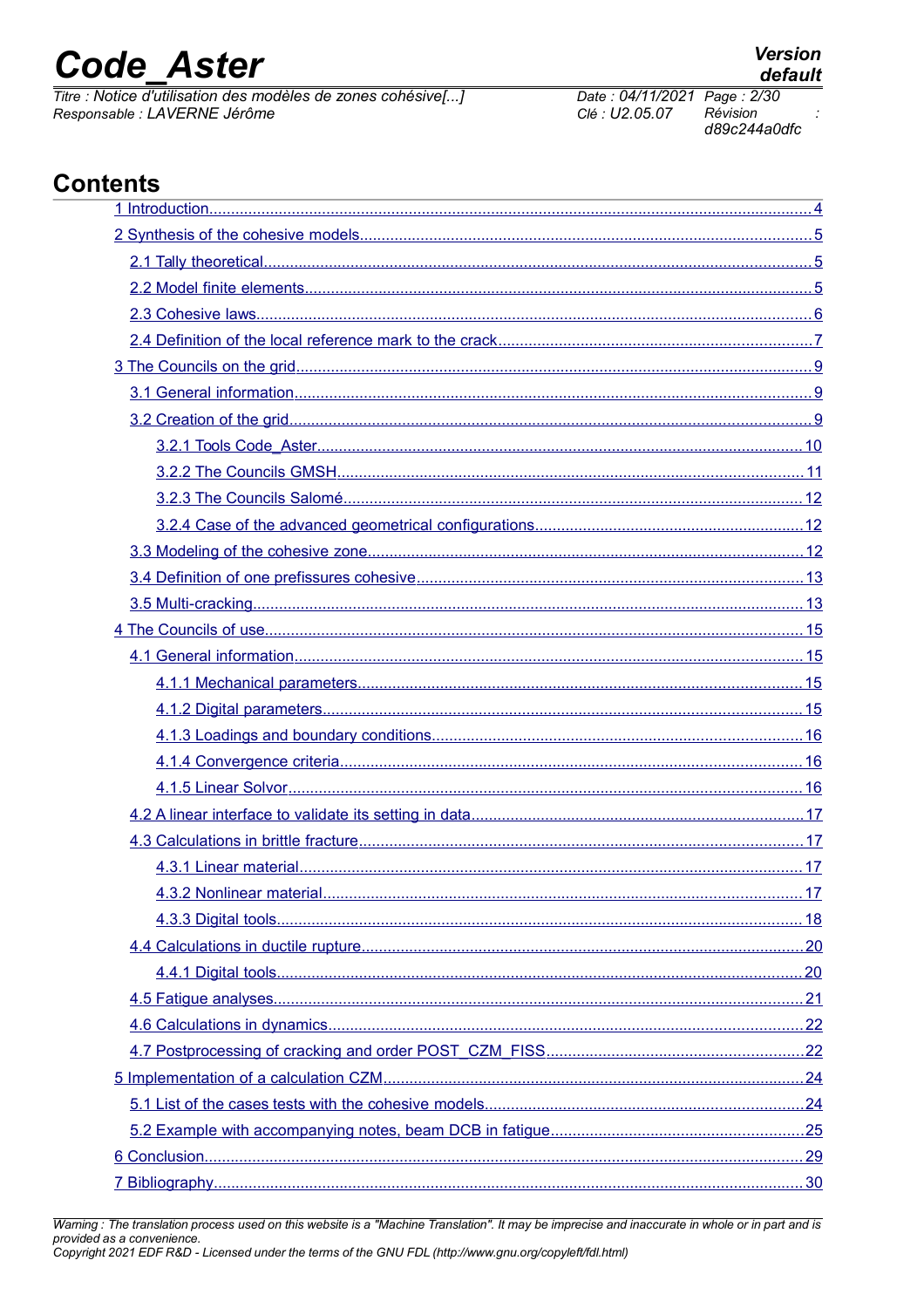## Contents

1 Introduction....................................................................................................................4

2 Synthesis of the cohesive models....................................................................................5

2.1 Tally theoretical..........................................................................................................5

2.2 Model finite elements..................................................................................................5

2.3 Cohesive laws..............................................................................................................6

2.4 Definition of the local reference mark to the crack.....................................................7

3 The Councils on the grid..................................................................................................9

3.1 General information....................................................................................................9

3.2 Creation of the grid......................................................................................................9

3.2.1 Tools Code_Aster....................................................................................................10

3.2.2 The Councils GMSH................................................................................................11

3.2.3 The Councils Salomé...............................................................................................12

3.2.4 Case of the advanced geometrical configurations...................................................12

3.3 Modeling of the cohesive zone...................................................................................12

3.4 Definition of one prefissures cohesive........................................................................13

3.5 Multi-cracking.............................................................................................................13

4 The Councils of use.........................................................................................................15

4.1 General information....................................................................................................15

4.1.1 Mechanical parameters...........................................................................................15

4.1.2 Digital parameters...................................................................................................15

4.1.3 Loadings and boundary conditions.........................................................................16

4.1.4 Convergence criteria...............................................................................................16

4.1.5 Linear Solvor...........................................................................................................16

4.2 A linear interface to validate its setting in data...........................................................17

4.3 Calculations in brittle fracture.....................................................................................17

4.3.1 Linear material........................................................................................................17

4.3.2 Nonlinear material...................................................................................................17

4.3.3 Digital tools.............................................................................................................18

4.4 Calculations in ductile rupture.....................................................................................20

4.4.1 Digital tools.............................................................................................................20

4.5 Fatigue analyses.........................................................................................................21

4.6 Calculations in dynamics............................................................................................22

4.7 Postprocessing of cracking and order POST_CZM_FISS.........................................22

5 Implementation of a calculation CZM...............................................................................24

5.1 List of the cases tests with the cohesive models.........................................................24

5.2 Example with accompanying notes, beam DCB in fatigue..........................................25

6 Conclusion........................................................................................................................29

7 Bibliography......................................................................................................................30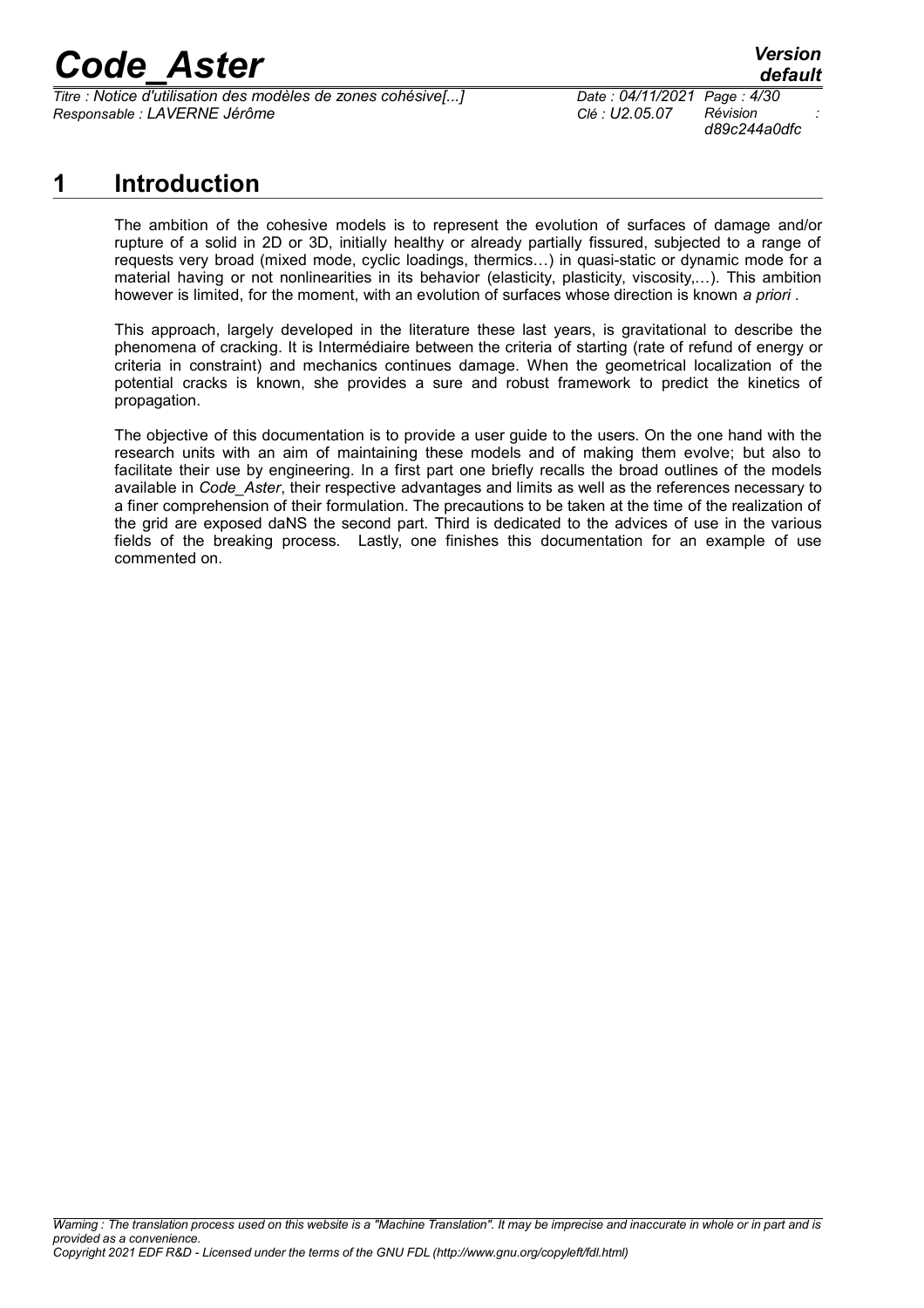# 1 Introduction

The ambition of the cohesive models is to represent the evolution of surfaces of damage and/or rupture of a solid in 2D or 3D, initially healthy or already partially fissured, subjected to a range of requests very broad (mixed mode, cyclic loadings, thermics…) in quasi-static or dynamic mode for a material having or not nonlinearities in its behavior (elasticity, plasticity, viscosity,…). This ambition however is limited, for the moment, with an evolution of surfaces whose direction is known *a priori* .

This approach, largely developed in the literature these last years, is gravitational to describe the phenomena of cracking. It is Intermédiaire between the criteria of starting (rate of refund of energy or criteria in constraint) and mechanics continues damage. When the geometrical localization of the potential cracks is known, she provides a sure and robust framework to predict the kinetics of propagation.

The objective of this documentation is to provide a user guide to the users. On the one hand with the research units with an aim of maintaining these models and of making them evolve; but also to facilitate their use by engineering. In a first part one briefly recalls the broad outlines of the models available in *Code_Aster*, their respective advantages and limits as well as the references necessary to a finer comprehension of their formulation. The precautions to be taken at the time of the realization of the grid are exposed daNS the second part. Third is dedicated to the advices of use in the various fields of the breaking process. Lastly, one finishes this documentation for an example of use commented on.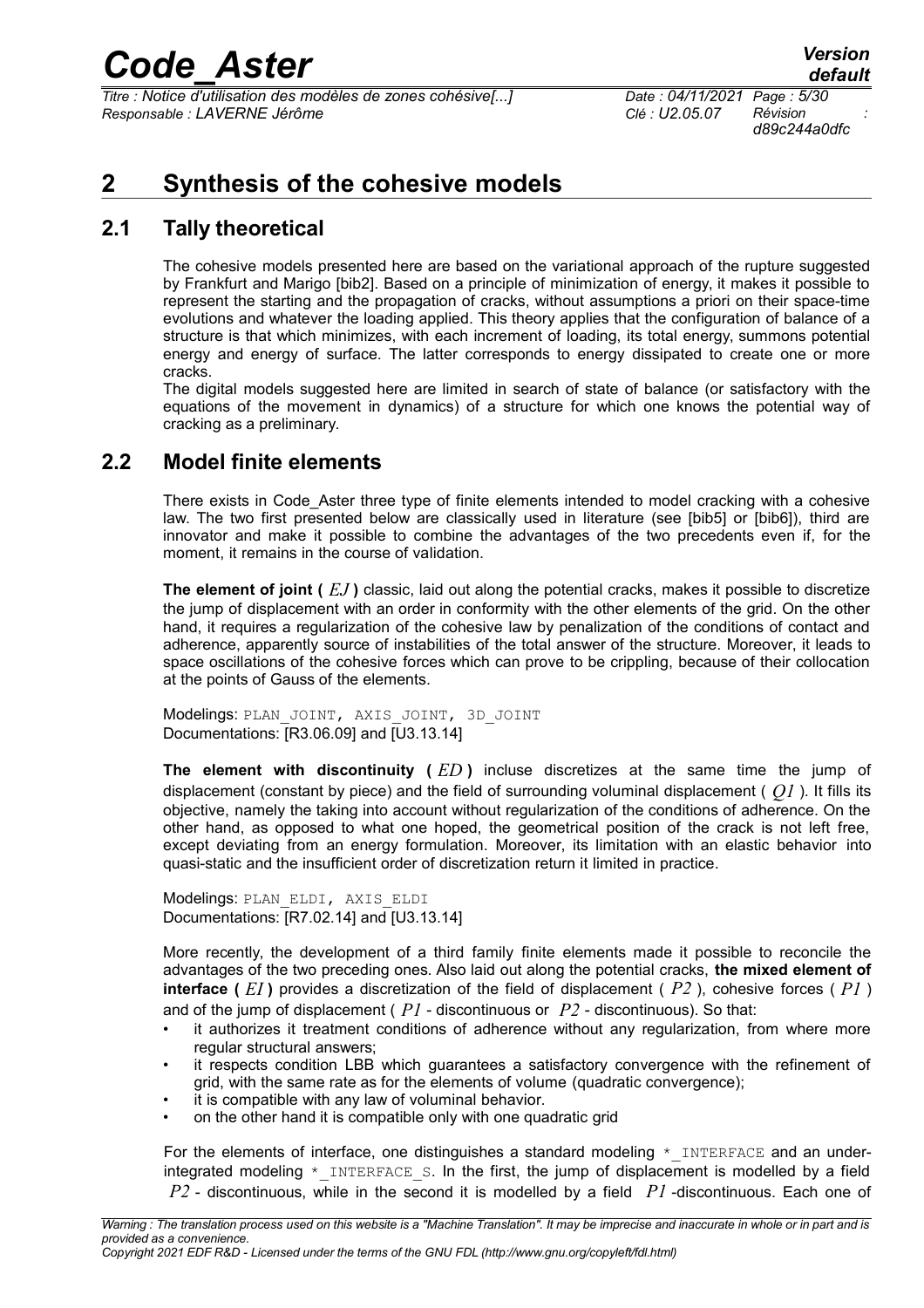# 2 Synthesis of the cohesive models

## 2.1 Tally theoretical

The cohesive models presented here are based on the variational approach of the rupture suggested by Frankfurt and Marigo [bib2]. Based on a principle of minimization of energy, it makes it possible to represent the starting and the propagation of cracks, without assumptions a priori on their space-time evolutions and whatever the loading applied. This theory applies that the configuration of balance of a structure is that which minimizes, with each increment of loading, its total energy, summons potential energy and energy of surface. The latter corresponds to energy dissipated to create one or more cracks.

The digital models suggested here are limited in search of state of balance (or satisfactory with the equations of the movement in dynamics) of a structure for which one knows the potential way of cracking as a preliminary.

## 2.2 Model finite elements

There exists in Code_Aster three type of finite elements intended to model cracking with a cohesive law. The two first presented below are classically used in literature (see [bib5] or [bib6]), third are innovator and make it possible to combine the advantages of the two precedents even if, for the moment, it remains in the course of validation.

**The element of joint ( $EJ$ )** classic, laid out along the potential cracks, makes it possible to discretize the jump of displacement with an order in conformity with the other elements of the grid. On the other hand, it requires a regularization of the cohesive law by penalization of the conditions of contact and adherence, apparently source of instabilities of the total answer of the structure. Moreover, it leads to space oscillations of the cohesive forces which can prove to be crippling, because of their collocation at the points of Gauss of the elements.

Modelings: PLAN_JOINT, AXIS_JOINT, 3D_JOINT
Documentations: [R3.06.09] and [U3.13.14]

**The element with discontinuity ( $ED$ )** incluse discretizes at the same time the jump of displacement (constant by piece) and the field of surrounding voluminal displacement ( $Q1$ ). It fills its objective, namely the taking into account without regularization of the conditions of adherence. On the other hand, as opposed to what one hoped, the geometrical position of the crack is not left free, except deviating from an energy formulation. Moreover, its limitation with an elastic behavior into quasi-static and the insufficient order of discretization return it limited in practice.

Modelings: PLAN_ELDI, AXIS_ELDI
Documentations: [R7.02.14] and [U3.13.14]

More recently, the development of a third family finite elements made it possible to reconcile the advantages of the two preceding ones. Also laid out along the potential cracks, **the mixed element of interface ( $EI$ )** provides a discretization of the field of displacement ( $P2$ ), cohesive forces ( $P1$ ) and of the jump of displacement ( $P1$ - discontinuous or $P2$ - discontinuous). So that:

- it authorizes it treatment conditions of adherence without any regularization, from where more regular structural answers;
- it respects condition LBB which guarantees a satisfactory convergence with the refinement of grid, with the same rate as for the elements of volume (quadratic convergence);
- it is compatible with any law of voluminal behavior.
- on the other hand it is compatible only with one quadratic grid

For the elements of interface, one distinguishes a standard modeling *_INTERFACE and an under-integrated modeling *_INTERFACE_S. In the first, the jump of displacement is modelled by a field $P2$ - discontinuous, while in the second it is modelled by a field $P1$ -discontinuous. Each one of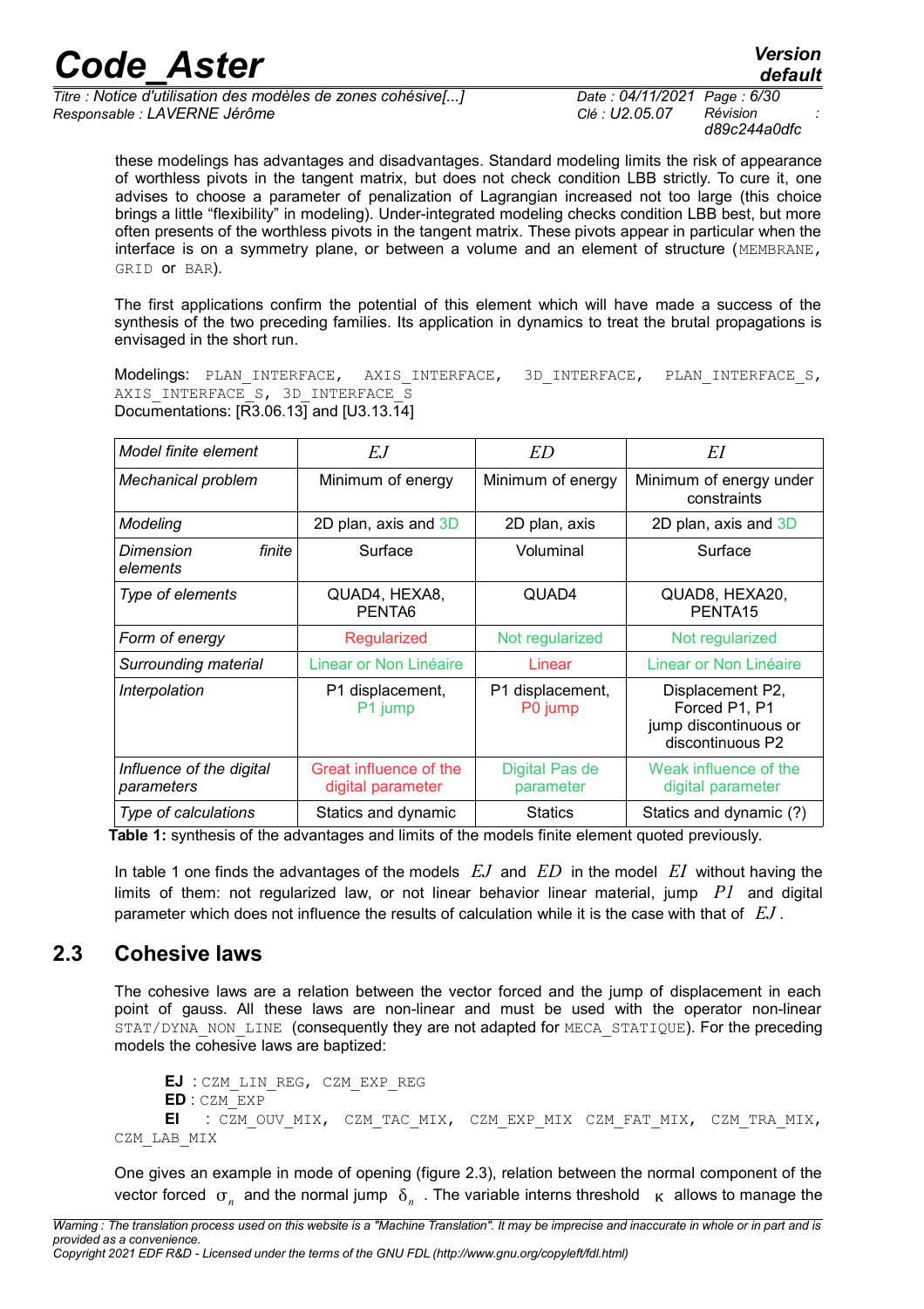these modelings has advantages and disadvantages. Standard modeling limits the risk of appearance of worthless pivots in the tangent matrix, but does not check condition LBB strictly. To cure it, one advises to choose a parameter of penalization of Lagrangian increased not too large (this choice brings a little “flexibility” in modeling). Under-integrated modeling checks condition LBB best, but more often presents of the worthless pivots in the tangent matrix. These pivots appear in particular when the interface is on a symmetry plane, or between a volume and an element of structure (MEMBRANE, GRID or BAR).

The first applications confirm the potential of this element which will have made a success of the synthesis of the two preceding families. Its application in dynamics to treat the brutal propagations is envisaged in the short run.

Modelings: PLAN_INTERFACE, AXIS_INTERFACE, 3D_INTERFACE, PLAN_INTERFACE_S, AXIS_INTERFACE_S, 3D_INTERFACE_S
Documentations: [R3.06.13] and [U3.13.14]

| *Model finite element* | $EJ$ | $ED$ | $EI$ |
|---|---|---|---|
| *Mechanical problem* | Minimum of energy | Minimum of energy | Minimum of energy under constraints |
| *Modeling* | 2D plan, axis and 3D | 2D plan, axis | 2D plan, axis and 3D |
| *Dimension finite elements* | Surface | Voluminal | Surface |
| *Type of elements* | QUAD4, HEXA8, PENTA6 | QUAD4 | QUAD8, HEXA20, PENTA15 |
| *Form of energy* | Regularized | Not regularized | Not regularized |
| *Surrounding material* | Linear or Non Linéaire | Linear | Linear or Non Linéaire |
| *Interpolation* | P1 displacement, P1 jump | P1 displacement, P0 jump | Displacement P2, Forced P1, P1 jump discontinuous or discontinuous P2 |
| *Influence of the digital parameters* | Great influence of the digital parameter | Digital Pas de parameter | Weak influence of the digital parameter |
| *Type of calculations* | Statics and dynamic | Statics | Statics and dynamic (?) |

**Table 1:** synthesis of the advantages and limits of the models finite element quoted previously.

In table 1 one finds the advantages of the models $EJ$ and $ED$ in the model $EI$ without having the limits of them: not regularized law, or not linear behavior linear material, jump $P1$ and digital parameter which does not influence the results of calculation while it is the case with that of $EJ$.

## 2.3 Cohesive laws

The cohesive laws are a relation between the vector forced and the jump of displacement in each point of gauss. All these laws are non-linear and must be used with the operator non-linear STAT/DYNA_NON_LINE (consequently they are not adapted for MECA_STATIQUE). For the preceding models the cohesive laws are baptized:

**EJ** : CZM_LIN_REG, CZM_EXP_REG
**ED** : CZM_EXP
**EI** : CZM_OUV_MIX, CZM_TAC_MIX, CZM_EXP_MIX CZM_FAT_MIX, CZM_TRA_MIX, CZM_LAB_MIX

One gives an example in mode of opening (figure 2.3), relation between the normal component of the vector forced $\sigma_n$ and the normal jump $\delta_n$. The variable interns threshold $\kappa$ allows to manage the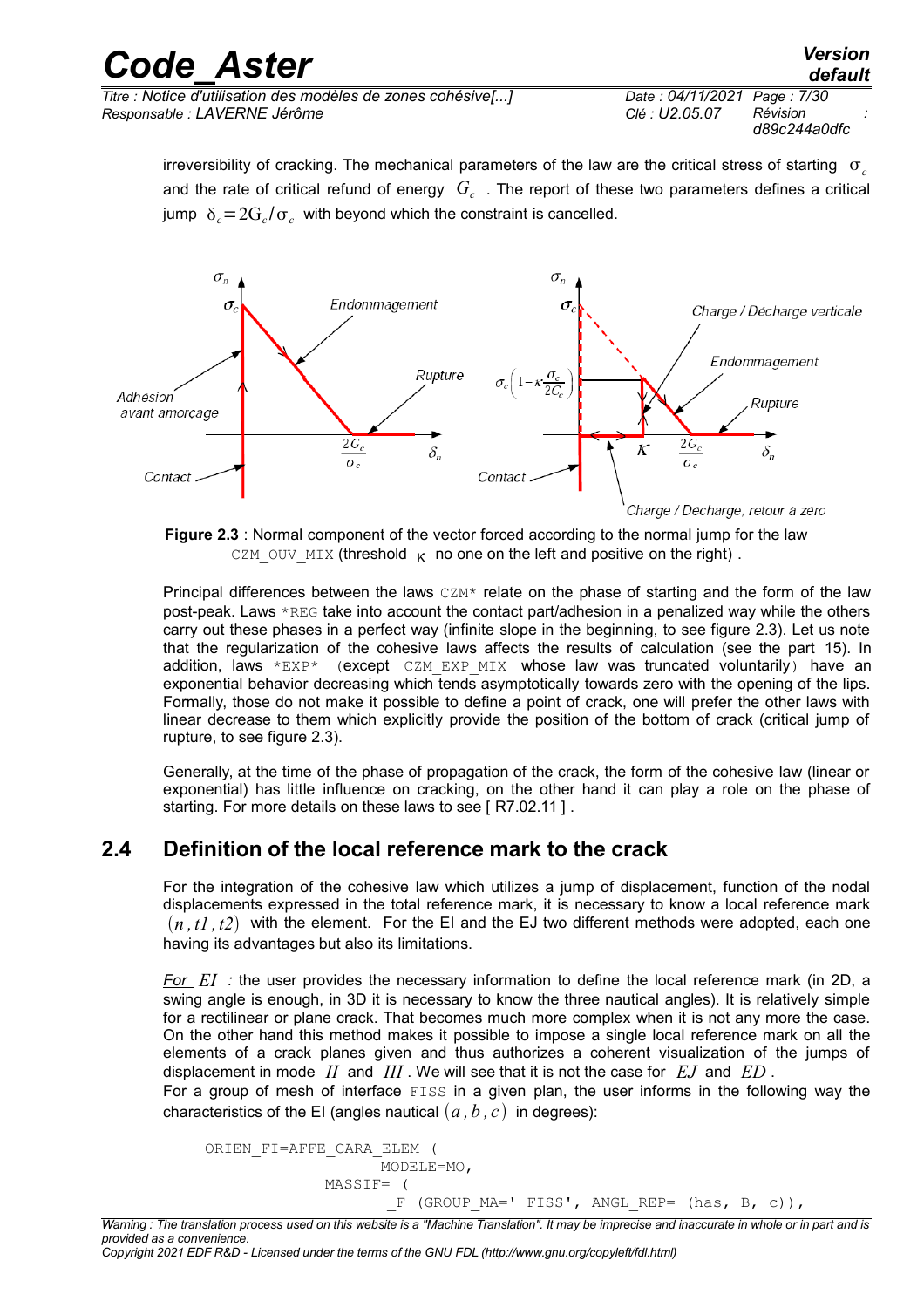irreversibility of cracking. The mechanical parameters of the law are the critical stress of starting $\sigma_c$ and the rate of critical refund of energy $G_c$ . The report of these two parameters defines a critical jump $\delta_c = 2G_c/\sigma_c$ with beyond which the constraint is cancelled.

**Figure 2.3** : Normal component of the vector forced according to the normal jump for the law CZM_OUV_MIX (threshold $\kappa$ no one on the left and positive on the right) .

Principal differences between the laws CZM* relate on the phase of starting and the form of the law post-peak. Laws *REG take into account the contact part/adhesion in a penalized way while the others carry out these phases in a perfect way (infinite slope in the beginning, to see figure 2.3). Let us note that the regularization of the cohesive laws affects the results of calculation (see the part 15). In addition, laws *EXP* (except CZM_EXP_MIX whose law was truncated voluntarily) have an exponential behavior decreasing which tends asymptotically towards zero with the opening of the lips. Formally, those do not make it possible to define a point of crack, one will prefer the other laws with linear decrease to them which explicitly provide the position of the bottom of crack (critical jump of rupture, to see figure 2.3).

Generally, at the time of the phase of propagation of the crack, the form of the cohesive law (linear or exponential) has little influence on cracking, on the other hand it can play a role on the phase of starting. For more details on these laws to see [ R7.02.11 ] .

## 2.4 Definition of the local reference mark to the crack

For the integration of the cohesive law which utilizes a jump of displacement, function of the nodal displacements expressed in the total reference mark, it is necessary to know a local reference mark $(n, t1, t2)$ with the element. For the EI and the EJ two different methods were adopted, each one having its advantages but also its limitations.

*For $EI$ :* the user provides the necessary information to define the local reference mark (in 2D, a swing angle is enough, in 3D it is necessary to know the three nautical angles). It is relatively simple for a rectilinear or plane crack. That becomes much more complex when it is not any more the case. On the other hand this method makes it possible to impose a single local reference mark on all the elements of a crack planes given and thus authorizes a coherent visualization of the jumps of displacement in mode $II$ and $III$ . We will see that it is not the case for $EJ$ and $ED$ .

For a group of mesh of interface FISS in a given plan, the user informs in the following way the characteristics of the EI (angles nautical $(a, b, c)$ in degrees):

```
ORIEN_FI=AFFE_CARA_ELEM (
                    MODELE=MO,
               MASSIF= (
                     _F (GROUP_MA=' FISS', ANGL_REP= (has, B, c)),
```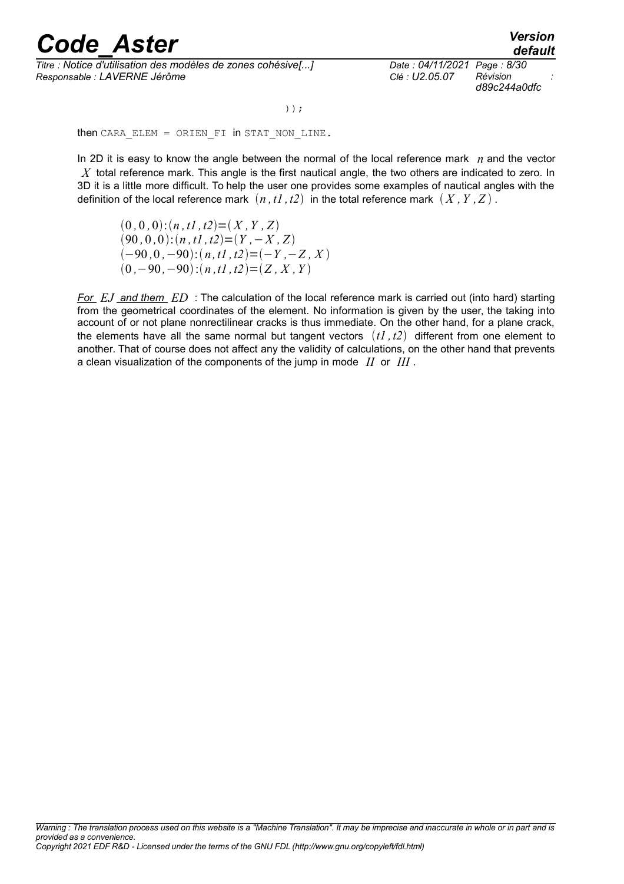```
));
```

then `CARA_ELEM = ORIEN_FI` in `STAT_NON_LINE`.

In 2D it is easy to know the angle between the normal of the local reference mark $n$ and the vector $X$ total reference mark. This angle is the first nautical angle, the two others are indicated to zero. In 3D it is a little more difficult. To help the user one provides some examples of nautical angles with the definition of the local reference mark $(n, t1, t2)$ in the total reference mark $(X, Y, Z)$.

$$(0,0,0):(n,t1,t2)=(X,Y,Z)$$
$$(90,0,0):(n,t1,t2)=(Y,-X,Z)$$
$$(-90,0,-90):(n,t1,t2)=(-Y,-Z,X)$$
$$(0,-90,-90):(n,t1,t2)=(Z,X,Y)$$

*For $EJ$ and them $ED$* : The calculation of the local reference mark is carried out (into hard) starting from the geometrical coordinates of the element. No information is given by the user, the taking into account of or not plane nonrectilinear cracks is thus immediate. On the other hand, for a plane crack, the elements have all the same normal but tangent vectors $(t1, t2)$ different from one element to another. That of course does not affect any the validity of calculations, on the other hand that prevents a clean visualization of the components of the jump in mode $II$ or $III$.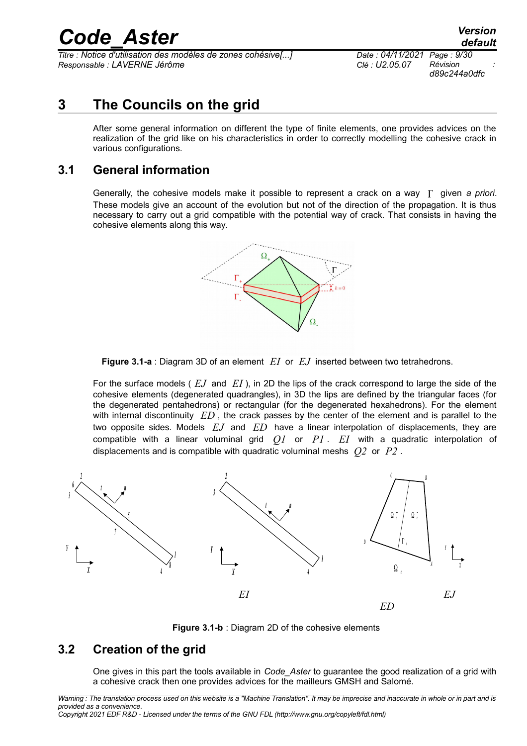# 3 The Councils on the grid

After some general information on different the type of finite elements, one provides advices on the realization of the grid like on his characteristics in order to correctly modelling the cohesive crack in various configurations.

## 3.1 General information

Generally, the cohesive models make it possible to represent a crack on a way $\Gamma$ given *a priori*. These models give an account of the evolution but not of the direction of the propagation. It is thus necessary to carry out a grid compatible with the potential way of crack. That consists in having the cohesive elements along this way.

**Figure 3.1-a** : Diagram 3D of an element $EI$ or $EJ$ inserted between two tetrahedrons.

For the surface models ( $EJ$ and $EI$ ), in 2D the lips of the crack correspond to large the side of the cohesive elements (degenerated quadrangles), in 3D the lips are defined by the triangular faces (for the degenerated pentahedrons) or rectangular (for the degenerated hexahedrons). For the element with internal discontinuity $ED$ , the crack passes by the center of the element and is parallel to the two opposite sides. Models $EJ$ and $ED$ have a linear interpolation of displacements, they are compatible with a linear voluminal grid $Q1$ or $P1$ . $EI$ with a quadratic interpolation of displacements and is compatible with quadratic voluminal meshs $Q2$ or $P2$ .

**Figure 3.1-b** : Diagram 2D of the cohesive elements

## 3.2 Creation of the grid

One gives in this part the tools available in *Code_Aster* to guarantee the good realization of a grid with a cohesive crack then one provides advices for the mailleurs GMSH and Salomé.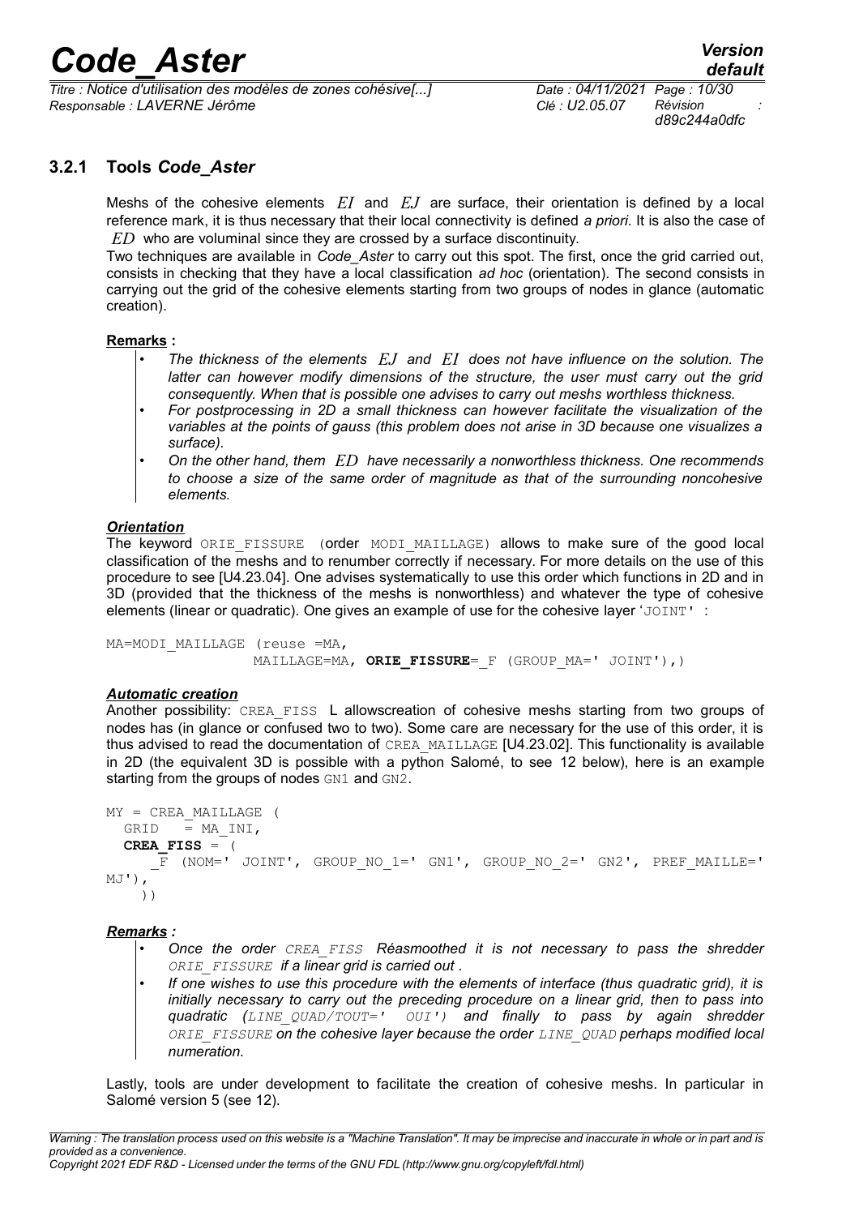### 3.2.1 Tools *Code_Aster*

Meshs of the cohesive elements $EI$ and $EJ$ are surface, their orientation is defined by a local reference mark, it is thus necessary that their local connectivity is defined *a priori*. It is also the case of $ED$ who are voluminal since they are crossed by a surface discontinuity.

Two techniques are available in *Code_Aster* to carry out this spot. The first, once the grid carried out, consists in checking that they have a local classification *ad hoc* (orientation). The second consists in carrying out the grid of the cohesive elements starting from two groups of nodes in glance (automatic creation).

**Remarks :**

- *The thickness of the elements $EJ$ and $EI$ does not have influence on the solution. The latter can however modify dimensions of the structure, the user must carry out the grid consequently. When that is possible one advises to carry out meshs worthless thickness.*
- *For postprocessing in 2D a small thickness can however facilitate the visualization of the variables at the points of gauss (this problem does not arise in 3D because one visualizes a surface).*
- *On the other hand, them $ED$ have necessarily a nonworthless thickness. One recommends to choose a size of the same order of magnitude as that of the surrounding noncohesive elements.*

***Orientation***

The keyword ORIE_FISSURE (order MODI_MAILLAGE) allows to make sure of the good local classification of the meshs and to renumber correctly if necessary. For more details on the use of this procedure to see [U4.23.04]. One advises systematically to use this order which functions in 2D and in 3D (provided that the thickness of the meshs is nonworthless) and whatever the type of cohesive elements (linear or quadratic). One gives an example of use for the cohesive layer 'JOINT' :

```
MA=MODI_MAILLAGE (reuse =MA,
                  MAILLAGE=MA, ORIE_FISSURE=_F (GROUP_MA=' JOINT'),)
```

***Automatic creation***

Another possibility: CREA_FISS L allowscreation of cohesive meshs starting from two groups of nodes has (in glance or confused two to two). Some care are necessary for the use of this order, it is thus advised to read the documentation of CREA_MAILLAGE [U4.23.02]. This functionality is available in 2D (the equivalent 3D is possible with a python Salomé, to see 12 below), here is an example starting from the groups of nodes GN1 and GN2.

```
MY = CREA_MAILLAGE (
  GRID   = MA_INI,
  CREA_FISS = (
     _F (NOM=' JOINT', GROUP_NO_1=' GN1', GROUP_NO_2=' GN2', PREF_MAILLE='
MJ'),
     ))
```

***Remarks :***

- *Once the order CREA_FISS Réasmoothed it is not necessary to pass the shredder ORIE_FISSURE if a linear grid is carried out .*
- *If one wishes to use this procedure with the elements of interface (thus quadratic grid), it is initially necessary to carry out the preceding procedure on a linear grid, then to pass into quadratic (LINE_QUAD/TOUT=' OUI') and finally to pass by again shredder ORIE_FISSURE on the cohesive layer because the order LINE_QUAD perhaps modified local numeration.*

Lastly, tools are under development to facilitate the creation of cohesive meshs. In particular in Salomé version 5 (see 12).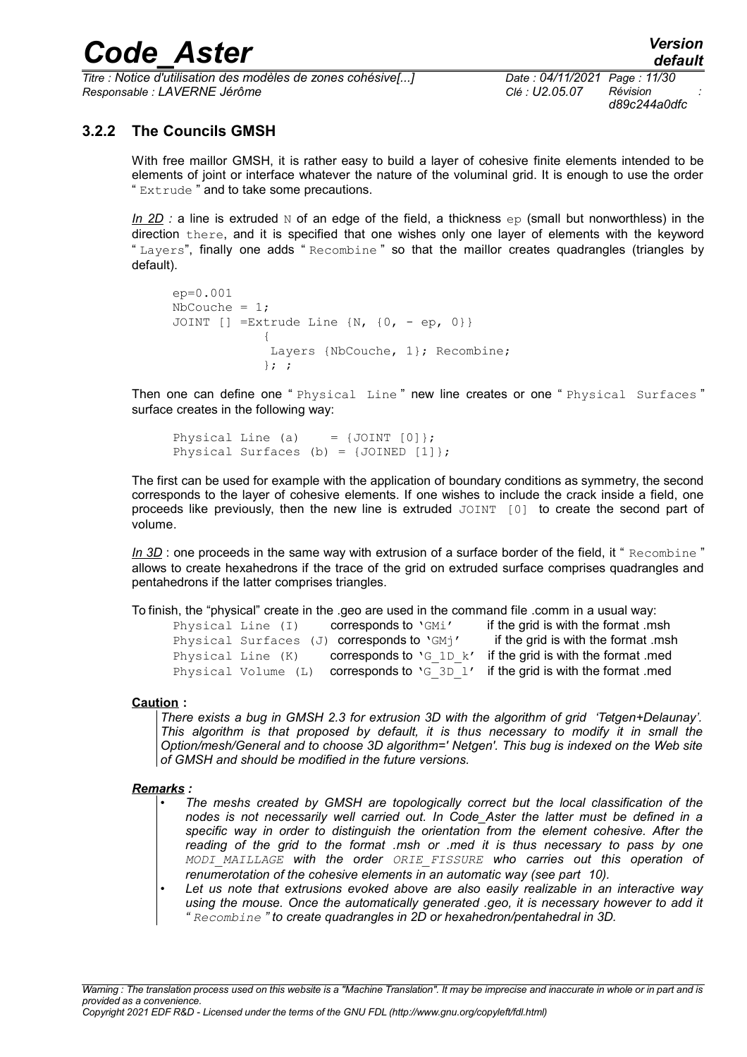### 3.2.2 The Councils GMSH

With free maillor GMSH, it is rather easy to build a layer of cohesive finite elements intended to be elements of joint or interface whatever the nature of the voluminal grid. It is enough to use the order " `Extrude` " and to take some precautions.

*In 2D :* a line is extruded `N` of an edge of the field, a thickness `ep` (small but nonworthless) in the direction `there`, and it is specified that one wishes only one layer of elements with the keyword " `Layers`", finally one adds " `Recombine` " so that the maillor creates quadrangles (triangles by default).

```
ep=0.001
NbCouche = 1;
JOINT [] =Extrude Line {N, {0, - ep, 0}}
            {
             Layers {NbCouche, 1}; Recombine;
            }; ;
```

Then one can define one " `Physical Line` " new line creates or one " `Physical Surfaces` " surface creates in the following way:

```
Physical Line (a)     = {JOINT [0]};
Physical Surfaces (b) = {JOINED [1]};
```

The first can be used for example with the application of boundary conditions as symmetry, the second corresponds to the layer of cohesive elements. If one wishes to include the crack inside a field, one proceeds like previously, then the new line is extruded `JOINT [0]` to create the second part of volume.

*In 3D* : one proceeds in the same way with extrusion of a surface border of the field, it " `Recombine` " allows to create hexahedrons if the trace of the grid on extruded surface comprises quadrangles and pentahedrons if the latter comprises triangles.

To finish, the "physical" create in the .geo are used in the command file .comm in a usual way:

`Physical Line (I)` corresponds to `'GMi'` if the grid is with the format .msh
`Physical Surfaces (J)` corresponds to `'GMj'` if the grid is with the format .msh
`Physical Line (K)` corresponds to `'G_1D_k'` if the grid is with the format .med
`Physical Volume (L)` corresponds to `'G_3D_l'` if the grid is with the format .med

**Caution :**

*There exists a bug in GMSH 2.3 for extrusion 3D with the algorithm of grid 'Tetgen+Delaunay'. This algorithm is that proposed by default, it is thus necessary to modify it in small the Option/mesh/General and to choose 3D algorithm=' Netgen'. This bug is indexed on the Web site of GMSH and should be modified in the future versions.*

***Remarks :***

- *The meshs created by GMSH are topologically correct but the local classification of the nodes is not necessarily well carried out. In Code_Aster the latter must be defined in a specific way in order to distinguish the orientation from the element cohesive. After the reading of the grid to the format .msh or .med it is thus necessary to pass by one `MODI_MAILLAGE` with the order `ORIE_FISSURE` who carries out this operation of renumerotation of the cohesive elements in an automatic way (see part 10).*
- *Let us note that extrusions evoked above are also easily realizable in an interactive way using the mouse. Once the automatically generated .geo, it is necessary however to add it " `Recombine` " to create quadrangles in 2D or hexahedron/pentahedral in 3D.*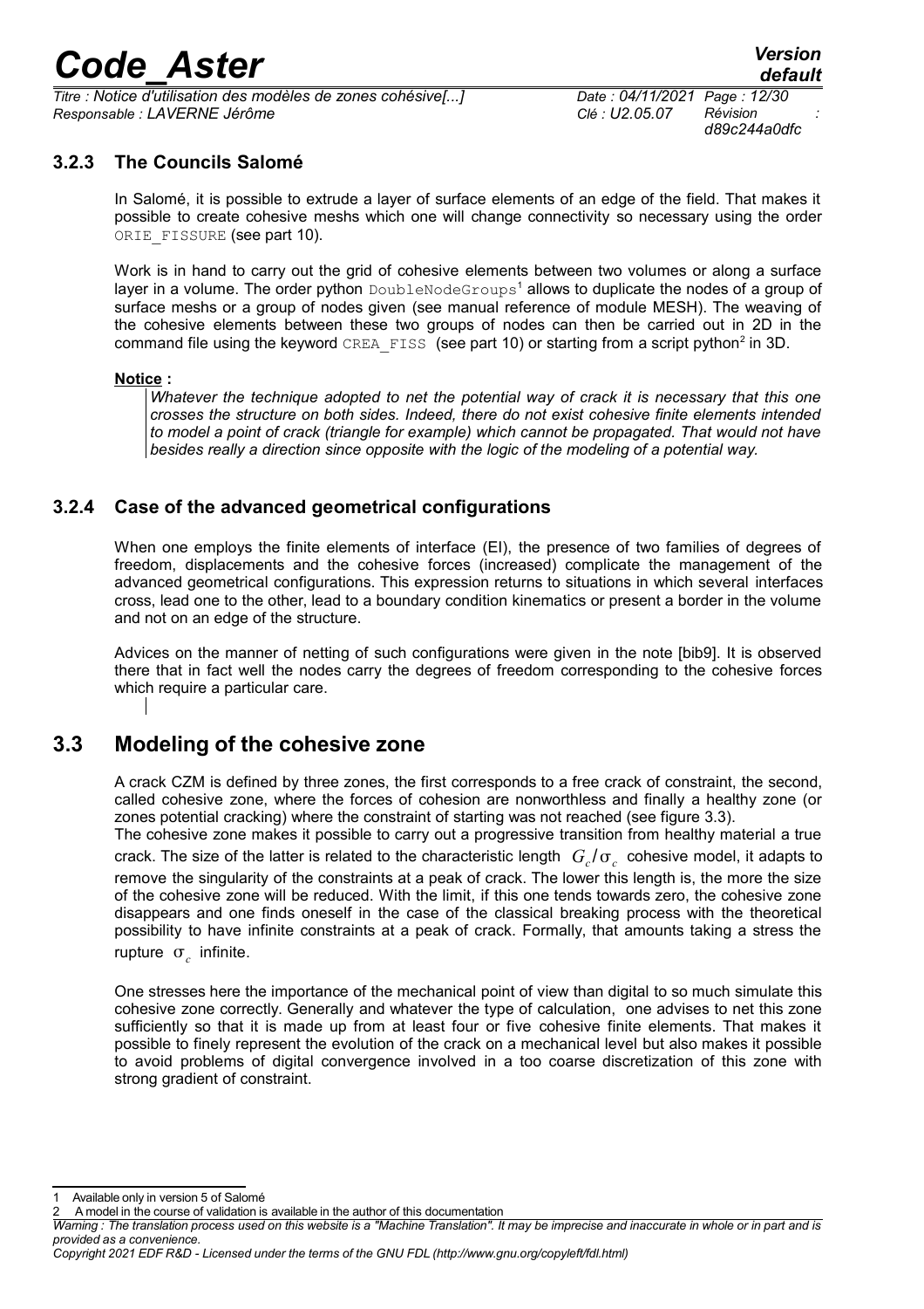### 3.2.3 The Councils Salomé

In Salomé, it is possible to extrude a layer of surface elements of an edge of the field. That makes it possible to create cohesive meshs which one will change connectivity so necessary using the order ORIE_FISSURE (see part 10).

Work is in hand to carry out the grid of cohesive elements between two volumes or along a surface layer in a volume. The order python DoubleNodeGroups[1] allows to duplicate the nodes of a group of surface meshs or a group of nodes given (see manual reference of module MESH). The weaving of the cohesive elements between these two groups of nodes can then be carried out in 2D in the command file using the keyword CREA_FISS (see part 10) or starting from a script python[2] in 3D.

**Notice :**

*Whatever the technique adopted to net the potential way of crack it is necessary that this one crosses the structure on both sides. Indeed, there do not exist cohesive finite elements intended to model a point of crack (triangle for example) which cannot be propagated. That would not have besides really a direction since opposite with the logic of the modeling of a potential way.*

### 3.2.4 Case of the advanced geometrical configurations

When one employs the finite elements of interface (EI), the presence of two families of degrees of freedom, displacements and the cohesive forces (increased) complicate the management of the advanced geometrical configurations. This expression returns to situations in which several interfaces cross, lead one to the other, lead to a boundary condition kinematics or present a border in the volume and not on an edge of the structure.

Advices on the manner of netting of such configurations were given in the note [bib9]. It is observed there that in fact well the nodes carry the degrees of freedom corresponding to the cohesive forces which require a particular care.

## 3.3 Modeling of the cohesive zone

A crack CZM is defined by three zones, the first corresponds to a free crack of constraint, the second, called cohesive zone, where the forces of cohesion are nonworthless and finally a healthy zone (or zones potential cracking) where the constraint of starting was not reached (see figure 3.3).

The cohesive zone makes it possible to carry out a progressive transition from healthy material a true crack. The size of the latter is related to the characteristic length $G_c/\sigma_c$ cohesive model, it adapts to remove the singularity of the constraints at a peak of crack. The lower this length is, the more the size of the cohesive zone will be reduced. With the limit, if this one tends towards zero, the cohesive zone disappears and one finds oneself in the case of the classical breaking process with the theoretical possibility to have infinite constraints at a peak of crack. Formally, that amounts taking a stress the rupture $\sigma_c$ infinite.

One stresses here the importance of the mechanical point of view than digital to so much simulate this cohesive zone correctly. Generally and whatever the type of calculation, one advises to net this zone sufficiently so that it is made up from at least four or five cohesive finite elements. That makes it possible to finely represent the evolution of the crack on a mechanical level but also makes it possible to avoid problems of digital convergence involved in a too coarse discretization of this zone with strong gradient of constraint.

1 Available only in version 5 of Salomé

2 A model in the course of validation is available in the author of this documentation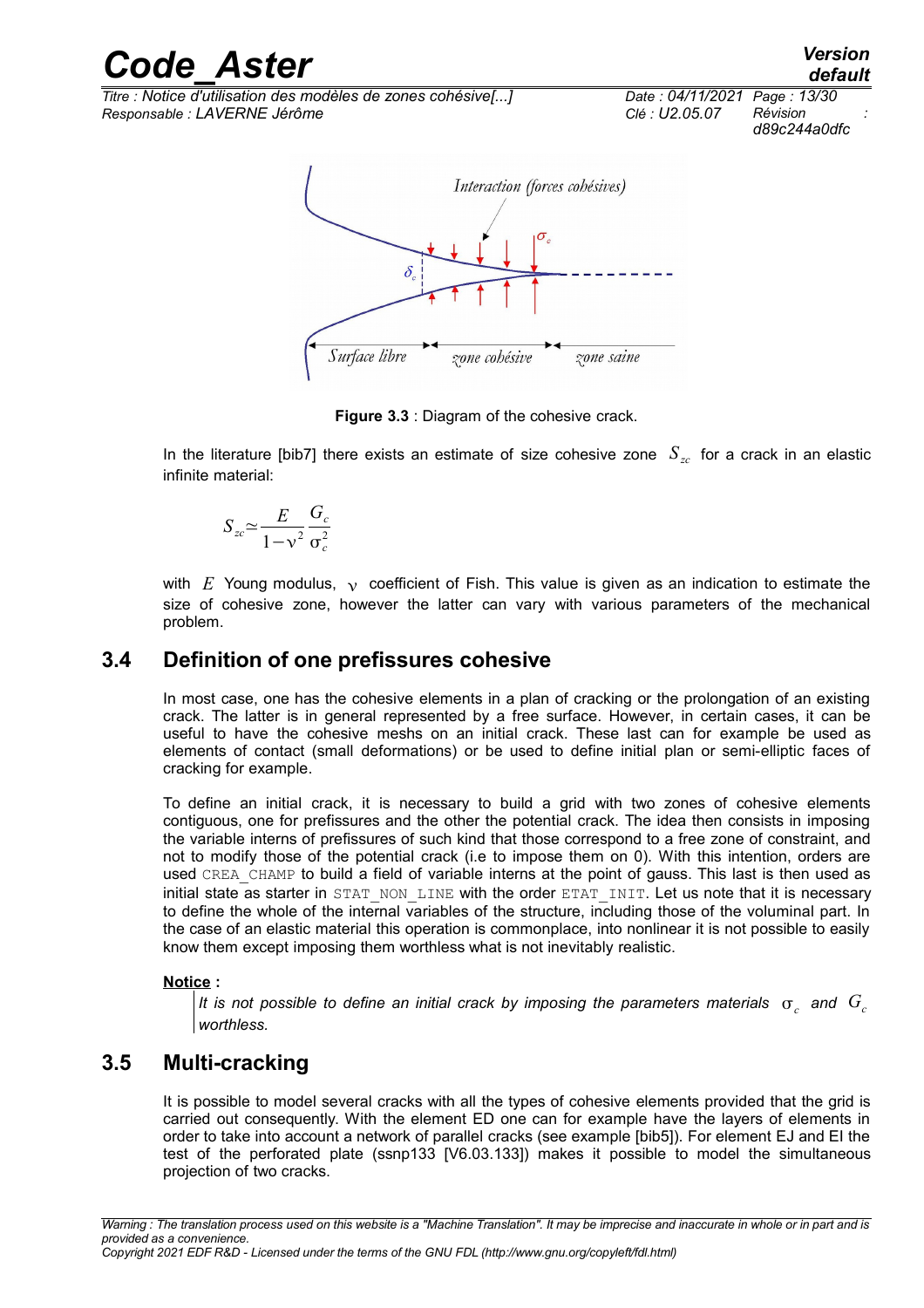**Figure 3.3** : Diagram of the cohesive crack.

In the literature [bib7] there exists an estimate of size cohesive zone $S_{zc}$ for a crack in an elastic infinite material:

$$S_{zc} \simeq \frac{E}{1-\nu^2} \frac{G_c}{\sigma_c^2}$$

with $E$ Young modulus, $\nu$ coefficient of Fish. This value is given as an indication to estimate the size of cohesive zone, however the latter can vary with various parameters of the mechanical problem.

## 3.4 Definition of one prefissures cohesive

In most case, one has the cohesive elements in a plan of cracking or the prolongation of an existing crack. The latter is in general represented by a free surface. However, in certain cases, it can be useful to have the cohesive meshs on an initial crack. These last can for example be used as elements of contact (small deformations) or be used to define initial plan or semi-elliptic faces of cracking for example.

To define an initial crack, it is necessary to build a grid with two zones of cohesive elements contiguous, one for prefissures and the other the potential crack. The idea then consists in imposing the variable interns of prefissures of such kind that those correspond to a free zone of constraint, and not to modify those of the potential crack (i.e to impose them on 0). With this intention, orders are used `CREA_CHAMP` to build a field of variable interns at the point of gauss. This last is then used as initial state as starter in `STAT_NON_LINE` with the order `ETAT_INIT`. Let us note that it is necessary to define the whole of the internal variables of the structure, including those of the voluminal part. In the case of an elastic material this operation is commonplace, into nonlinear it is not possible to easily know them except imposing them worthless what is not inevitably realistic.

**Notice :**

*It is not possible to define an initial crack by imposing the parameters materials $\sigma_c$ and $G_c$ worthless.*

## 3.5 Multi-cracking

It is possible to model several cracks with all the types of cohesive elements provided that the grid is carried out consequently. With the element ED one can for example have the layers of elements in order to take into account a network of parallel cracks (see example [bib5]). For element EJ and EI the test of the perforated plate (ssnp133 [V6.03.133]) makes it possible to model the simultaneous projection of two cracks.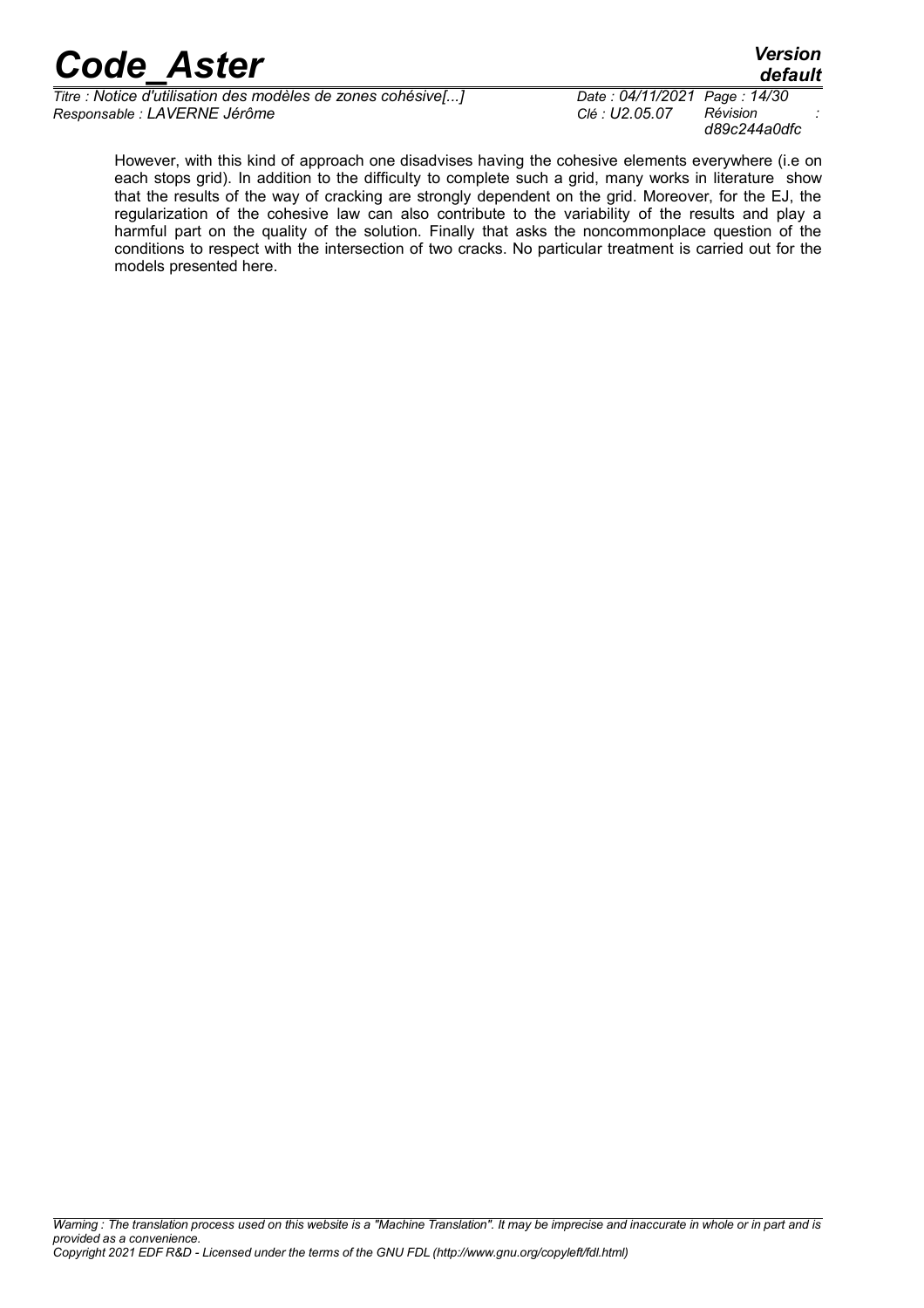However, with this kind of approach one disadvises having the cohesive elements everywhere (i.e on each stops grid). In addition to the difficulty to complete such a grid, many works in literature show that the results of the way of cracking are strongly dependent on the grid. Moreover, for the EJ, the regularization of the cohesive law can also contribute to the variability of the results and play a harmful part on the quality of the solution. Finally that asks the noncommonplace question of the conditions to respect with the intersection of two cracks. No particular treatment is carried out for the models presented here.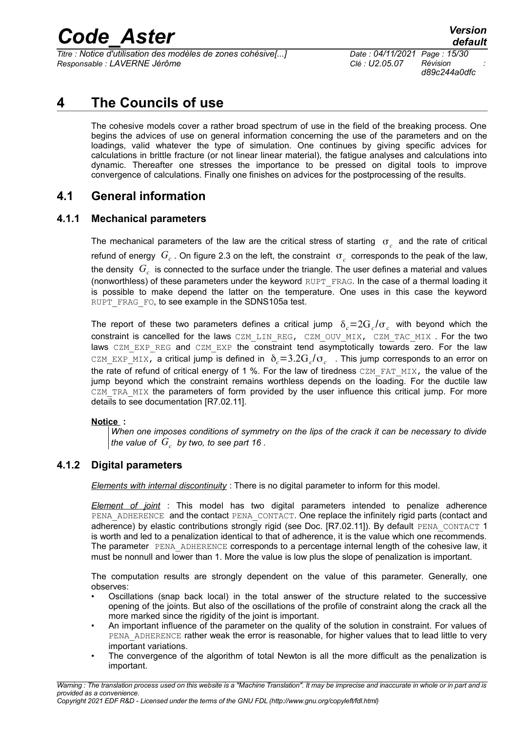# 4 The Councils of use

The cohesive models cover a rather broad spectrum of use in the field of the breaking process. One begins the advices of use on general information concerning the use of the parameters and on the loadings, valid whatever the type of simulation. One continues by giving specific advices for calculations in brittle fracture (or not linear linear material), the fatigue analyses and calculations into dynamic. Thereafter one stresses the importance to be pressed on digital tools to improve convergence of calculations. Finally one finishes on advices for the postprocessing of the results.

## 4.1 General information

### 4.1.1 Mechanical parameters

The mechanical parameters of the law are the critical stress of starting $\sigma_c$ and the rate of critical refund of energy $G_c$. On figure 2.3 on the left, the constraint $\sigma_c$ corresponds to the peak of the law, the density $G_c$ is connected to the surface under the triangle. The user defines a material and values (nonworthless) of these parameters under the keyword RUPT_FRAG. In the case of a thermal loading it is possible to make depend the latter on the temperature. One uses in this case the keyword RUPT_FRAG_FO, to see example in the SDNS105a test.

The report of these two parameters defines a critical jump $\delta_c = 2G_c/\sigma_c$ with beyond which the constraint is cancelled for the laws CZM_LIN_REG, CZM_OUV_MIX, CZM_TAC_MIX. For the two laws CZM_EXP_REG and CZM_EXP the constraint tend asymptotically towards zero. For the law CZM_EXP_MIX, a critical jump is defined in $\delta_c = 3.2G_c/\sigma_c$. This jump corresponds to an error on the rate of refund of critical energy of 1 %. For the law of tiredness CZM_FAT_MIX, the value of the jump beyond which the constraint remains worthless depends on the loading. For the ductile law CZM_TRA_MIX the parameters of form provided by the user influence this critical jump. For more details to see documentation [R7.02.11].

**Notice :**

*When one imposes conditions of symmetry on the lips of the crack it can be necessary to divide the value of $G_c$ by two, to see part 16 .*

### 4.1.2 Digital parameters

*Elements with internal discontinuity* : There is no digital parameter to inform for this model.

*Element of joint* : This model has two digital parameters intended to penalize adherence PENA_ADHERENCE and the contact PENA_CONTACT. One replace the infinitely rigid parts (contact and adherence) by elastic contributions strongly rigid (see Doc. [R7.02.11]). By default PENA_CONTACT 1 is worth and led to a penalization identical to that of adherence, it is the value which one recommends. The parameter PENA_ADHERENCE corresponds to a percentage internal length of the cohesive law, it must be nonnull and lower than 1. More the value is low plus the slope of penalization is important.

The computation results are strongly dependent on the value of this parameter. Generally, one observes:

- Oscillations (snap back local) in the total answer of the structure related to the successive opening of the joints. But also of the oscillations of the profile of constraint along the crack all the more marked since the rigidity of the joint is important.
- An important influence of the parameter on the quality of the solution in constraint. For values of PENA_ADHERENCE rather weak the error is reasonable, for higher values that to lead little to very important variations.
- The convergence of the algorithm of total Newton is all the more difficult as the penalization is important.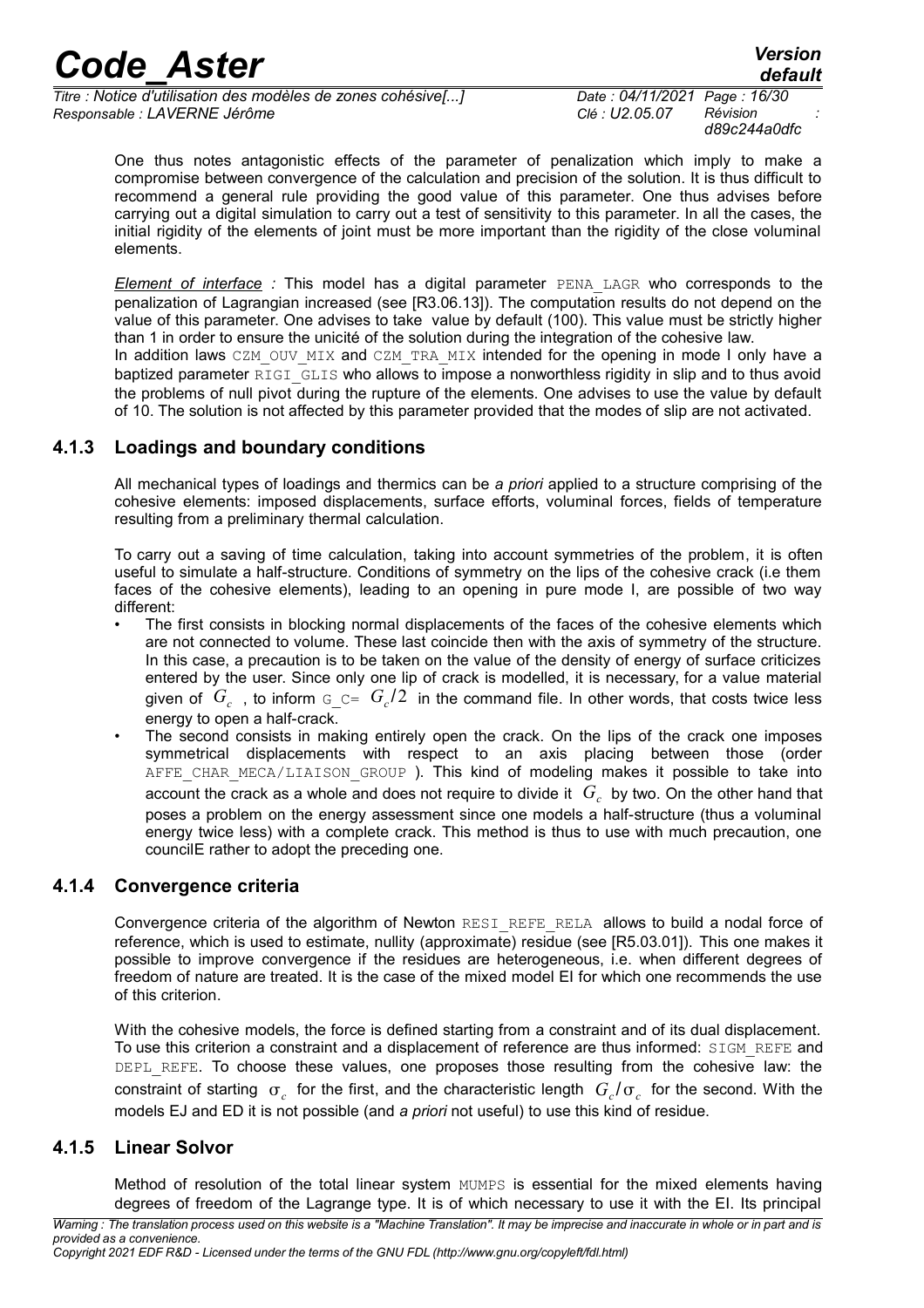One thus notes antagonistic effects of the parameter of penalization which imply to make a compromise between convergence of the calculation and precision of the solution. It is thus difficult to recommend a general rule providing the good value of this parameter. One thus advises before carrying out a digital simulation to carry out a test of sensitivity to this parameter. In all the cases, the initial rigidity of the elements of joint must be more important than the rigidity of the close voluminal elements.

***Element of interface*** *:* This model has a digital parameter PENA_LAGR who corresponds to the penalization of Lagrangian increased (see [R3.06.13]). The computation results do not depend on the value of this parameter. One advises to take value by default (100). This value must be strictly higher than 1 in order to ensure the unicité of the solution during the integration of the cohesive law.
In addition laws CZM_OUV_MIX and CZM_TRA_MIX intended for the opening in mode I only have a baptized parameter RIGI_GLIS who allows to impose a nonworthless rigidity in slip and to thus avoid the problems of null pivot during the rupture of the elements. One advises to use the value by default of 10. The solution is not affected by this parameter provided that the modes of slip are not activated.

### 4.1.3 Loadings and boundary conditions

All mechanical types of loadings and thermics can be *a priori* applied to a structure comprising of the cohesive elements: imposed displacements, surface efforts, voluminal forces, fields of temperature resulting from a preliminary thermal calculation.

To carry out a saving of time calculation, taking into account symmetries of the problem, it is often useful to simulate a half-structure. Conditions of symmetry on the lips of the cohesive crack (i.e them faces of the cohesive elements), leading to an opening in pure mode I, are possible of two way different:

- The first consists in blocking normal displacements of the faces of the cohesive elements which are not connected to volume. These last coincide then with the axis of symmetry of the structure. In this case, a precaution is to be taken on the value of the density of energy of surface criticizes entered by the user. Since only one lip of crack is modelled, it is necessary, for a value material given of $G_c$ , to inform G_C= $G_c/2$ in the command file. In other words, that costs twice less energy to open a half-crack.
- The second consists in making entirely open the crack. On the lips of the crack one imposes symmetrical displacements with respect to an axis placing between those (order AFFE_CHAR_MECA/LIAISON_GROUP ). This kind of modeling makes it possible to take into account the crack as a whole and does not require to divide it $G_c$ by two. On the other hand that poses a problem on the energy assessment since one models a half-structure (thus a voluminal energy twice less) with a complete crack. This method is thus to use with much precaution, one councilE rather to adopt the preceding one.

### 4.1.4 Convergence criteria

Convergence criteria of the algorithm of Newton RESI_REFE_RELA allows to build a nodal force of reference, which is used to estimate, nullity (approximate) residue (see [R5.03.01]). This one makes it possible to improve convergence if the residues are heterogeneous, i.e. when different degrees of freedom of nature are treated. It is the case of the mixed model EI for which one recommends the use of this criterion.

With the cohesive models, the force is defined starting from a constraint and of its dual displacement. To use this criterion a constraint and a displacement of reference are thus informed: SIGM_REFE and DEPL_REFE. To choose these values, one proposes those resulting from the cohesive law: the constraint of starting $\sigma_c$ for the first, and the characteristic length $G_c/\sigma_c$ for the second. With the models EJ and ED it is not possible (and *a priori* not useful) to use this kind of residue.

### 4.1.5 Linear Solvor

Method of resolution of the total linear system MUMPS is essential for the mixed elements having degrees of freedom of the Lagrange type. It is of which necessary to use it with the EI. Its principal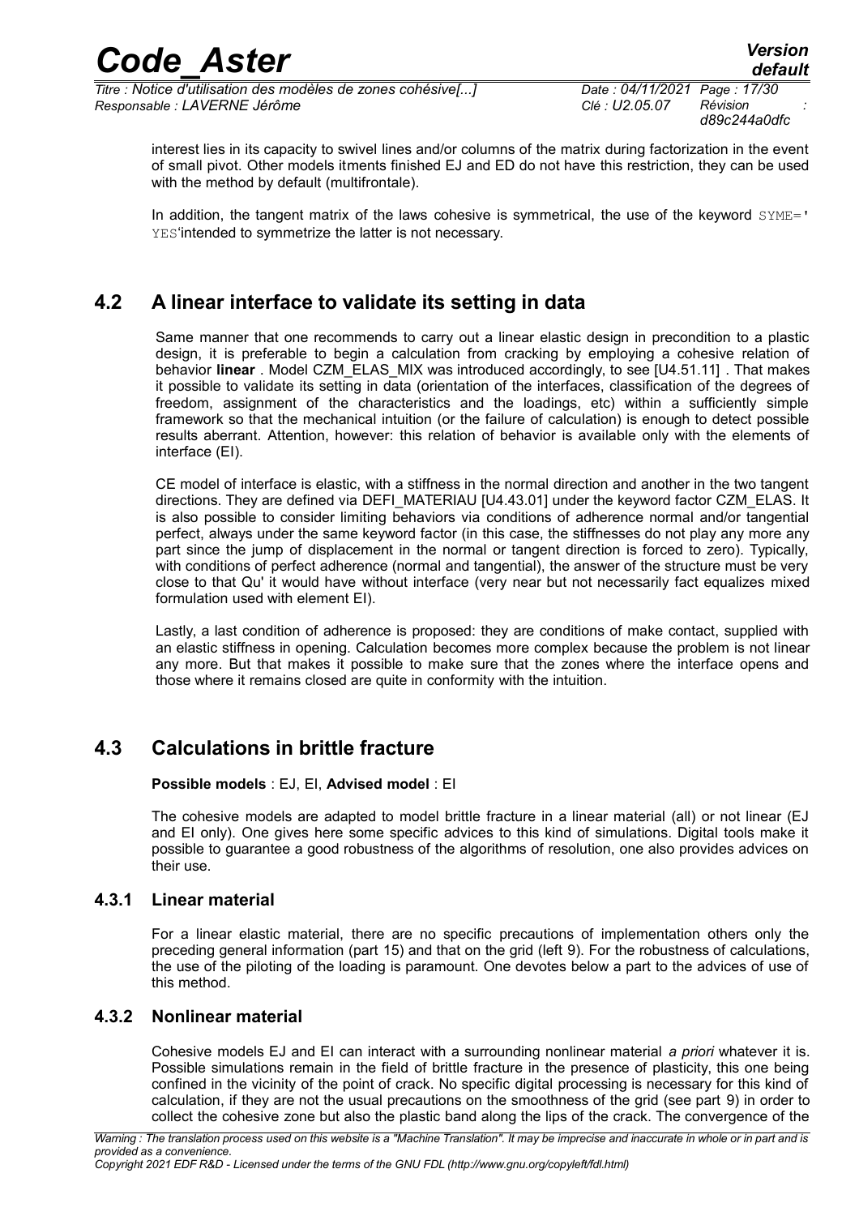interest lies in its capacity to swivel lines and/or columns of the matrix during factorization in the event of small pivot. Other models itments finished EJ and ED do not have this restriction, they can be used with the method by default (multifrontale).

In addition, the tangent matrix of the laws cohesive is symmetrical, the use of the keyword SYME=' YES'intended to symmetrize the latter is not necessary.

## 4.2 A linear interface to validate its setting in data

Same manner that one recommends to carry out a linear elastic design in precondition to a plastic design, it is preferable to begin a calculation from cracking by employing a cohesive relation of behavior **linear** . Model CZM_ELAS_MIX was introduced accordingly, to see [U4.51.11] . That makes it possible to validate its setting in data (orientation of the interfaces, classification of the degrees of freedom, assignment of the characteristics and the loadings, etc) within a sufficiently simple framework so that the mechanical intuition (or the failure of calculation) is enough to detect possible results aberrant. Attention, however: this relation of behavior is available only with the elements of interface (EI).

CE model of interface is elastic, with a stiffness in the normal direction and another in the two tangent directions. They are defined via DEFI_MATERIAU [U4.43.01] under the keyword factor CZM_ELAS. It is also possible to consider limiting behaviors via conditions of adherence normal and/or tangential perfect, always under the same keyword factor (in this case, the stiffnesses do not play any more any part since the jump of displacement in the normal or tangent direction is forced to zero). Typically, with conditions of perfect adherence (normal and tangential), the answer of the structure must be very close to that Qu' it would have without interface (very near but not necessarily fact equalizes mixed formulation used with element EI).

Lastly, a last condition of adherence is proposed: they are conditions of make contact, supplied with an elastic stiffness in opening. Calculation becomes more complex because the problem is not linear any more. But that makes it possible to make sure that the zones where the interface opens and those where it remains closed are quite in conformity with the intuition.

## 4.3 Calculations in brittle fracture

**Possible models** : EJ, EI, **Advised model** : EI

The cohesive models are adapted to model brittle fracture in a linear material (all) or not linear (EJ and EI only). One gives here some specific advices to this kind of simulations. Digital tools make it possible to guarantee a good robustness of the algorithms of resolution, one also provides advices on their use.

### 4.3.1 Linear material

For a linear elastic material, there are no specific precautions of implementation others only the preceding general information (part 15) and that on the grid (left 9). For the robustness of calculations, the use of the piloting of the loading is paramount. One devotes below a part to the advices of use of this method.

### 4.3.2 Nonlinear material

Cohesive models EJ and EI can interact with a surrounding nonlinear material *a priori* whatever it is. Possible simulations remain in the field of brittle fracture in the presence of plasticity, this one being confined in the vicinity of the point of crack. No specific digital processing is necessary for this kind of calculation, if they are not the usual precautions on the smoothness of the grid (see part 9) in order to collect the cohesive zone but also the plastic band along the lips of the crack. The convergence of the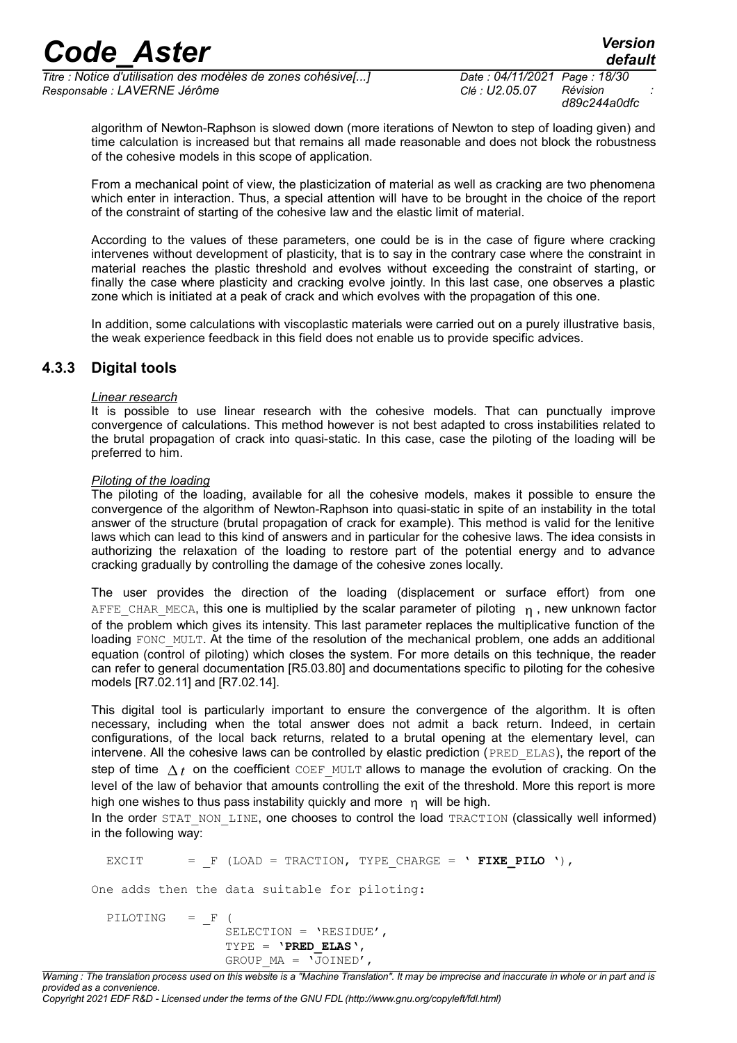algorithm of Newton-Raphson is slowed down (more iterations of Newton to step of loading given) and time calculation is increased but that remains all made reasonable and does not block the robustness of the cohesive models in this scope of application.

From a mechanical point of view, the plasticization of material as well as cracking are two phenomena which enter in interaction. Thus, a special attention will have to be brought in the choice of the report of the constraint of starting of the cohesive law and the elastic limit of material.

According to the values of these parameters, one could be is in the case of figure where cracking intervenes without development of plasticity, that is to say in the contrary case where the constraint in material reaches the plastic threshold and evolves without exceeding the constraint of starting, or finally the case where plasticity and cracking evolve jointly. In this last case, one observes a plastic zone which is initiated at a peak of crack and which evolves with the propagation of this one.

In addition, some calculations with viscoplastic materials were carried out on a purely illustrative basis, the weak experience feedback in this field does not enable us to provide specific advices.

### 4.3.3 Digital tools

*Linear research*

It is possible to use linear research with the cohesive models. That can punctually improve convergence of calculations. This method however is not best adapted to cross instabilities related to the brutal propagation of crack into quasi-static. In this case, case the piloting of the loading will be preferred to him.

*Piloting of the loading*

The piloting of the loading, available for all the cohesive models, makes it possible to ensure the convergence of the algorithm of Newton-Raphson into quasi-static in spite of an instability in the total answer of the structure (brutal propagation of crack for example). This method is valid for the lenitive laws which can lead to this kind of answers and in particular for the cohesive laws. The idea consists in authorizing the relaxation of the loading to restore part of the potential energy and to advance cracking gradually by controlling the damage of the cohesive zones locally.

The user provides the direction of the loading (displacement or surface effort) from one AFFE_CHAR_MECA, this one is multiplied by the scalar parameter of piloting $\eta$, new unknown factor of the problem which gives its intensity. This last parameter replaces the multiplicative function of the loading FONC_MULT. At the time of the resolution of the mechanical problem, one adds an additional equation (control of piloting) which closes the system. For more details on this technique, the reader can refer to general documentation [R5.03.80] and documentations specific to piloting for the cohesive models [R7.02.11] and [R7.02.14].

This digital tool is particularly important to ensure the convergence of the algorithm. It is often necessary, including when the total answer does not admit a back return. Indeed, in certain configurations, of the local back returns, related to a brutal opening at the elementary level, can intervene. All the cohesive laws can be controlled by elastic prediction (PRED_ELAS), the report of the step of time $\Delta t$ on the coefficient COEF_MULT allows to manage the evolution of cracking. On the level of the law of behavior that amounts controlling the exit of the threshold. More this report is more high one wishes to thus pass instability quickly and more $\eta$ will be high.

In the order STAT_NON_LINE, one chooses to control the load TRACTION (classically well informed) in the following way:

```
EXCIT     = _F (LOAD = TRACTION, TYPE_CHARGE = ' FIXE_PILO '),
```

One adds then the data suitable for piloting:

```
PILOTING  = _F (
              SELECTION = 'RESIDUE',
              TYPE = 'PRED_ELAS',
              GROUP_MA = 'JOINED',
```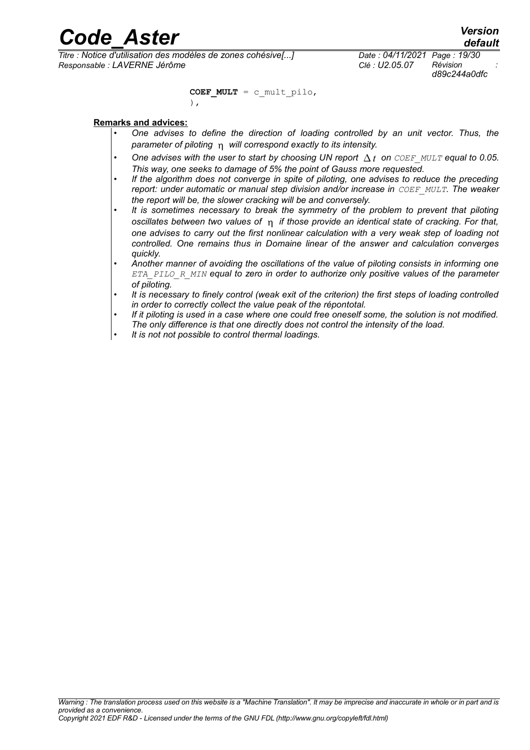```
COEF_MULT = c_mult_pilo,
),
```

**Remarks and advices:**

- *One advises to define the direction of loading controlled by an unit vector. Thus, the parameter of piloting $\eta$ will correspond exactly to its intensity.*
- *One advises with the user to start by choosing UN report $\Delta t$ on `COEF_MULT` equal to 0.05. This way, one seeks to damage of 5% the point of Gauss more requested.*
- *If the algorithm does not converge in spite of piloting, one advises to reduce the preceding report: under automatic or manual step division and/or increase in `COEF_MULT`. The weaker the report will be, the slower cracking will be and conversely.*
- *It is sometimes necessary to break the symmetry of the problem to prevent that piloting oscillates between two values of $\eta$ if those provide an identical state of cracking. For that, one advises to carry out the first nonlinear calculation with a very weak step of loading not controlled. One remains thus in Domaine linear of the answer and calculation converges quickly.*
- *Another manner of avoiding the oscillations of the value of piloting consists in informing one `ETA_PILO_R_MIN` equal to zero in order to authorize only positive values of the parameter of piloting.*
- *It is necessary to finely control (weak exit of the criterion) the first steps of loading controlled in order to correctly collect the value peak of the répontotal.*
- *If it piloting is used in a case where one could free oneself some, the solution is not modified. The only difference is that one directly does not control the intensity of the load.*
- *It is not not possible to control thermal loadings.*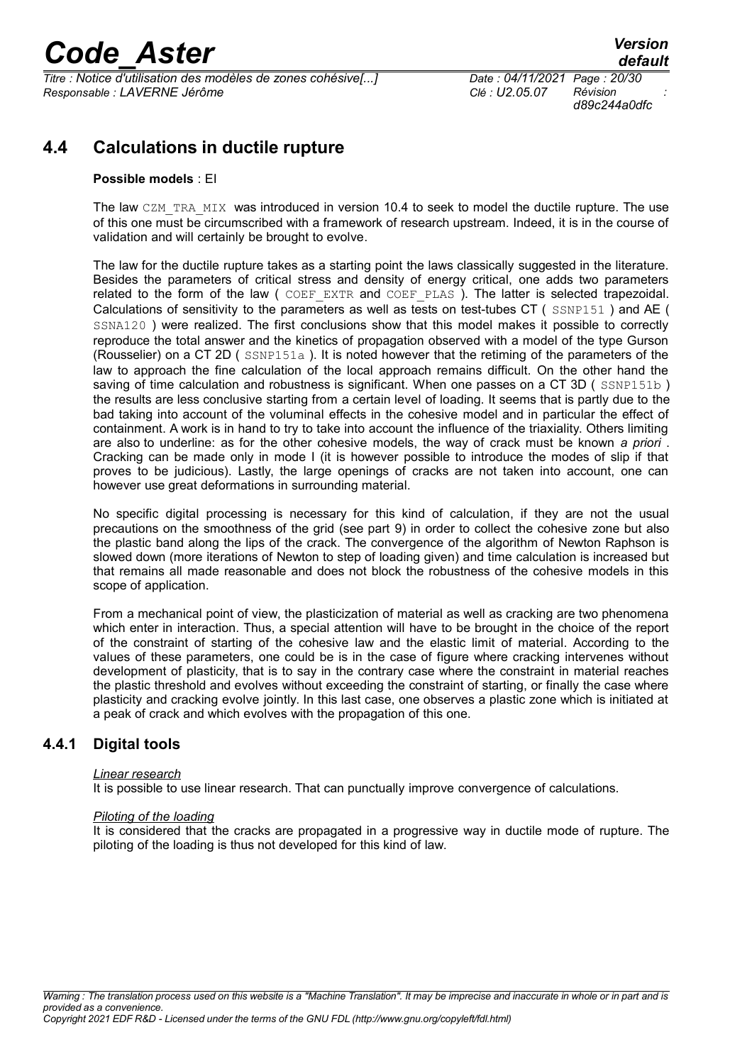## 4.4 Calculations in ductile rupture

**Possible models** : EI

The law `CZM_TRA_MIX` was introduced in version 10.4 to seek to model the ductile rupture. The use of this one must be circumscribed with a framework of research upstream. Indeed, it is in the course of validation and will certainly be brought to evolve.

The law for the ductile rupture takes as a starting point the laws classically suggested in the literature. Besides the parameters of critical stress and density of energy critical, one adds two parameters related to the form of the law ( `COEF_EXTR` and `COEF_PLAS` ). The latter is selected trapezoidal. Calculations of sensitivity to the parameters as well as tests on test-tubes CT ( `SSNP151` ) and AE ( `SSNA120` ) were realized. The first conclusions show that this model makes it possible to correctly reproduce the total answer and the kinetics of propagation observed with a model of the type Gurson (Rousselier) on a CT 2D ( `SSNP151a` ). It is noted however that the retiming of the parameters of the law to approach the fine calculation of the local approach remains difficult. On the other hand the saving of time calculation and robustness is significant. When one passes on a CT 3D ( `SSNP151b` ) the results are less conclusive starting from a certain level of loading. It seems that is partly due to the bad taking into account of the voluminal effects in the cohesive model and in particular the effect of containment. A work is in hand to try to take into account the influence of the triaxiality. Others limiting are also to underline: as for the other cohesive models, the way of crack must be known *a priori* . Cracking can be made only in mode I (it is however possible to introduce the modes of slip if that proves to be judicious). Lastly, the large openings of cracks are not taken into account, one can however use great deformations in surrounding material.

No specific digital processing is necessary for this kind of calculation, if they are not the usual precautions on the smoothness of the grid (see part 9) in order to collect the cohesive zone but also the plastic band along the lips of the crack. The convergence of the algorithm of Newton Raphson is slowed down (more iterations of Newton to step of loading given) and time calculation is increased but that remains all made reasonable and does not block the robustness of the cohesive models in this scope of application.

From a mechanical point of view, the plasticization of material as well as cracking are two phenomena which enter in interaction. Thus, a special attention will have to be brought in the choice of the report of the constraint of starting of the cohesive law and the elastic limit of material. According to the values of these parameters, one could be is in the case of figure where cracking intervenes without development of plasticity, that is to say in the contrary case where the constraint in material reaches the plastic threshold and evolves without exceeding the constraint of starting, or finally the case where plasticity and cracking evolve jointly. In this last case, one observes a plastic zone which is initiated at a peak of crack and which evolves with the propagation of this one.

### 4.4.1 Digital tools

*Linear research*
It is possible to use linear research. That can punctually improve convergence of calculations.

*Piloting of the loading*
It is considered that the cracks are propagated in a progressive way in ductile mode of rupture. The piloting of the loading is thus not developed for this kind of law.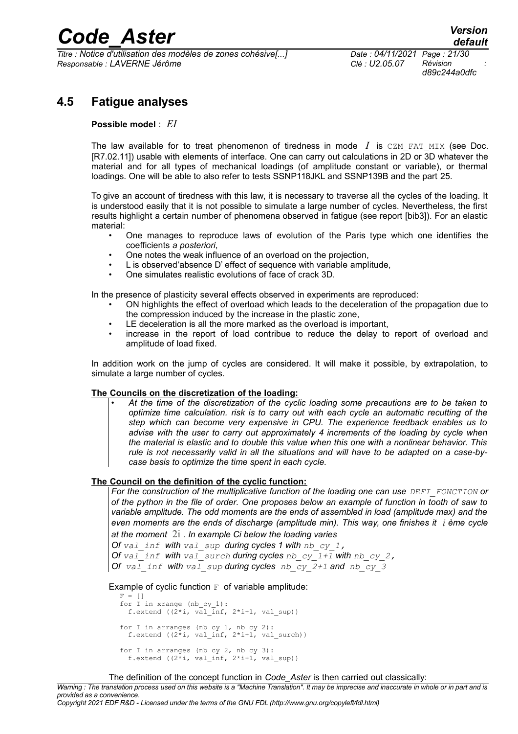## 4.5 Fatigue analyses

**Possible model** : $EI$

The law available for to treat phenomenon of tiredness in mode $I$ is `CZM_FAT_MIX` (see Doc. [R7.02.11]) usable with elements of interface. One can carry out calculations in 2D or 3D whatever the material and for all types of mechanical loadings (of amplitude constant or variable), or thermal loadings. One will be able to also refer to tests SSNP118JKL and SSNP139B and the part 25.

To give an account of tiredness with this law, it is necessary to traverse all the cycles of the loading. It is understood easily that it is not possible to simulate a large number of cycles. Nevertheless, the first results highlight a certain number of phenomena observed in fatigue (see report [bib3]). For an elastic material:

- One manages to reproduce laws of evolution of the Paris type which one identifies the coefficients *a posteriori*,
- One notes the weak influence of an overload on the projection,
- L is observed'absence D' effect of sequence with variable amplitude,
- One simulates realistic evolutions of face of crack 3D.

In the presence of plasticity several effects observed in experiments are reproduced:

- ON highlights the effect of overload which leads to the deceleration of the propagation due to the compression induced by the increase in the plastic zone,
- LE deceleration is all the more marked as the overload is important,
- increase in the report of load contribue to reduce the delay to report of overload and amplitude of load fixed.

In addition work on the jump of cycles are considered. It will make it possible, by extrapolation, to simulate a large number of cycles.

**The Councils on the discretization of the loading:**

- *At the time of the discretization of the cyclic loading some precautions are to be taken to optimize time calculation. risk is to carry out with each cycle an automatic recutting of the step which can become very expensive in CPU. The experience feedback enables us to advise with the user to carry out approximately 4 increments of the loading by cycle when the material is elastic and to double this value when this one with a nonlinear behavior. This rule is not necessarily valid in all the situations and will have to be adapted on a case-by-case basis to optimize the time spent in each cycle.*

**The Council on the definition of the cyclic function:**

*For the construction of the multiplicative function of the loading one can use `DEFI_FONCTION` or of the python in the file of order. One proposes below an example of function in tooth of saw to variable amplitude. The odd moments are the ends of assembled in load (amplitude max) and the even moments are the ends of discharge (amplitude min). This way, one finishes it $i$ ème cycle at the moment $2i$. In example Ci below the loading varies*

*Of `val_inf` with `val_sup` during cycles 1 with `nb_cy_1`,*

*Of `val_inf` with `val_surch` during cycles `nb_cy_1+1` with `nb_cy_2`,*

*Of `val_inf` with `val_sup` during cycles `nb_cy_2+1` and `nb_cy_3`*

Example of cyclic function `F` of variable amplitude:

```
F = []
for I in xrange (nb_cy_1):
  f.extend ((2*i, val_inf, 2*i+1, val_sup))

for I in arranges (nb_cy_1, nb_cy_2):
  f.extend ((2*i, val_inf, 2*i+1, val_surch))

for I in arranges (nb_cy_2, nb_cy_3):
  f.extend ((2*i, val_inf, 2*i+1, val_sup))
```

The definition of the concept function in *Code_Aster* is then carried out classically: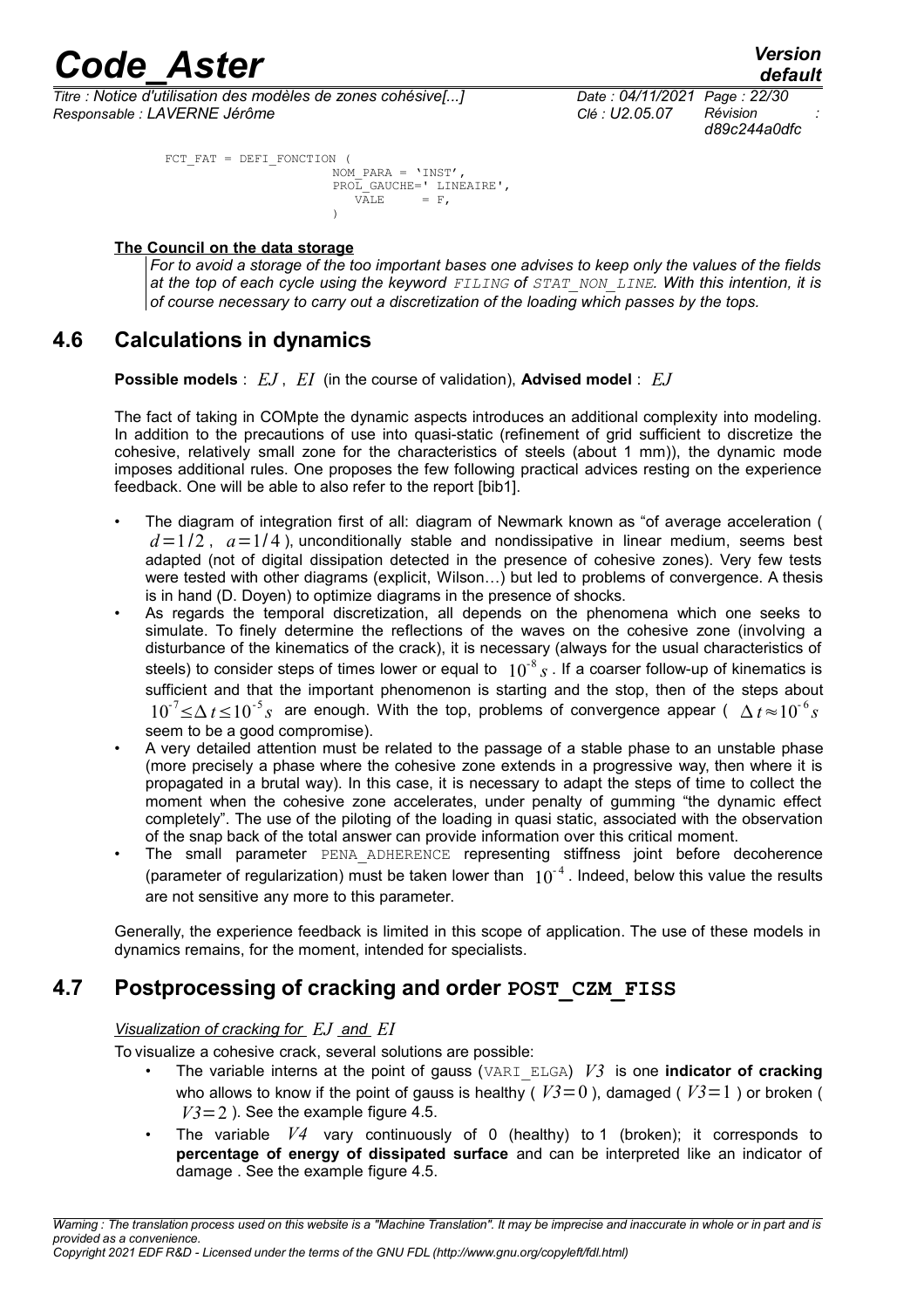```
FCT_FAT = DEFI_FONCTION (
                        NOM_PARA = 'INST',
                        PROL_GAUCHE=' LINEAIRE',
                           VALE      = F,
                        )
```

**The Council on the data storage**

*For to avoid a storage of the too important bases one advises to keep only the values of the fields at the top of each cycle using the keyword FILING of STAT_NON_LINE. With this intention, it is of course necessary to carry out a discretization of the loading which passes by the tops.*

## 4.6 Calculations in dynamics

**Possible models** : $EJ$ , $EI$ (in the course of validation), **Advised model** : $EJ$

The fact of taking in COMpte the dynamic aspects introduces an additional complexity into modeling. In addition to the precautions of use into quasi-static (refinement of grid sufficient to discretize the cohesive, relatively small zone for the characteristics of steels (about 1 mm)), the dynamic mode imposes additional rules. One proposes the few following practical advices resting on the experience feedback. One will be able to also refer to the report [bib1].

- The diagram of integration first of all: diagram of Newmark known as "of average acceleration ( $d=1/2$ , $a=1/4$ ), unconditionally stable and nondissipative in linear medium, seems best adapted (not of digital dissipation detected in the presence of cohesive zones). Very few tests were tested with other diagrams (explicit, Wilson…) but led to problems of convergence. A thesis is in hand (D. Doyen) to optimize diagrams in the presence of shocks.
- As regards the temporal discretization, all depends on the phenomena which one seeks to simulate. To finely determine the reflections of the waves on the cohesive zone (involving a disturbance of the kinematics of the crack), it is necessary (always for the usual characteristics of steels) to consider steps of times lower or equal to $10^{-8}s$ . If a coarser follow-up of kinematics is sufficient and that the important phenomenon is starting and the stop, then of the steps about $10^{-7} \leq \Delta t \leq 10^{-5}s$ are enough. With the top, problems of convergence appear ( $\Delta t \approx 10^{-6}s$ seem to be a good compromise).
- A very detailed attention must be related to the passage of a stable phase to an unstable phase (more precisely a phase where the cohesive zone extends in a progressive way, then where it is propagated in a brutal way). In this case, it is necessary to adapt the steps of time to collect the moment when the cohesive zone accelerates, under penalty of gumming "the dynamic effect completely". The use of the piloting of the loading in quasi static, associated with the observation of the snap back of the total answer can provide information over this critical moment.
- The small parameter PENA_ADHERENCE representing stiffness joint before decoherence (parameter of regularization) must be taken lower than $10^{-4}$ . Indeed, below this value the results are not sensitive any more to this parameter.

Generally, the experience feedback is limited in this scope of application. The use of these models in dynamics remains, for the moment, intended for specialists.

## 4.7 Postprocessing of cracking and order POST_CZM_FISS

*Visualization of cracking for $EJ$ and $EI$*

To visualize a cohesive crack, several solutions are possible:

- The variable interns at the point of gauss (VARI_ELGA) $V3$ is one **indicator of cracking** who allows to know if the point of gauss is healthy ( $V3=0$ ), damaged ( $V3=1$ ) or broken ( $V3=2$ ). See the example figure 4.5.
- The variable $V4$ vary continuously of 0 (healthy) to 1 (broken); it corresponds to **percentage of energy of dissipated surface** and can be interpreted like an indicator of damage . See the example figure 4.5.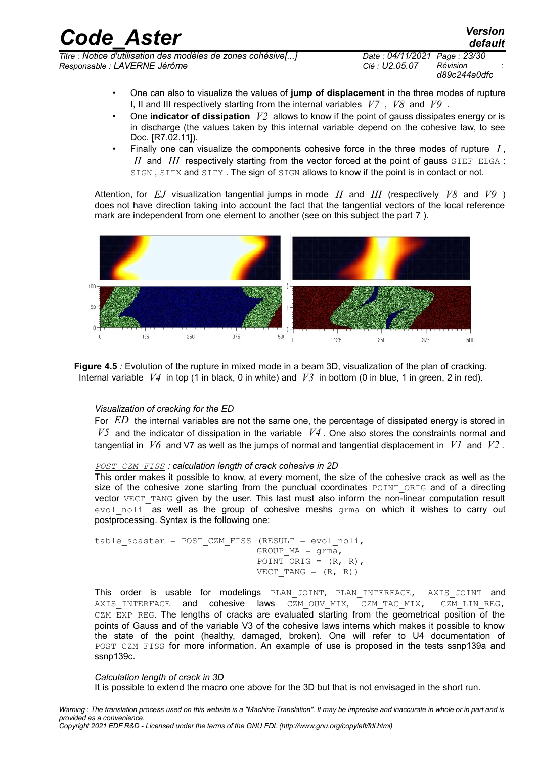- One can also to visualize the values of **jump of displacement** in the three modes of rupture I, II and III respectively starting from the internal variables $V7$ , $V8$ and $V9$ .
- One **indicator of dissipation** $V2$ allows to know if the point of gauss dissipates energy or is in discharge (the values taken by this internal variable depend on the cohesive law, to see Doc. [R7.02.11]).
- Finally one can visualize the components cohesive force in the three modes of rupture $I$ , $II$ and $III$ respectively starting from the vector forced at the point of gauss `SIEF_ELGA` : `SIGN` , `SITX` and `SITY` . The sign of `SIGN` allows to know if the point is in contact or not.

Attention, for $EJ$ visualization tangential jumps in mode $II$ and $III$ (respectively $V8$ and $V9$ ) does not have direction taking into account the fact that the tangential vectors of the local reference mark are independent from one element to another (see on this subject the part 7 ).

**Figure 4.5** *:* Evolution of the rupture in mixed mode in a beam 3D, visualization of the plan of cracking. Internal variable $V4$ in top (1 in black, 0 in white) and $V3$ in bottom (0 in blue, 1 in green, 2 in red).

*Visualization of cracking for the ED*

For $ED$ the internal variables are not the same one, the percentage of dissipated energy is stored in $V5$ and the indicator of dissipation in the variable $V4$ . One also stores the constraints normal and tangential in $V6$ and V7 as well as the jumps of normal and tangential displacement in $V1$ and $V2$ .

*`POST_CZM_FISS` : calculation length of crack cohesive in 2D*

This order makes it possible to know, at every moment, the size of the cohesive crack as well as the size of the cohesive zone starting from the punctual coordinates `POINT_ORIG` and of a directing vector `VECT_TANG` given by the user. This last must also inform the non-linear computation result `evol_noli` as well as the group of cohesive meshs `grma` on which it wishes to carry out postprocessing. Syntax is the following one:

```
table_sdaster = POST_CZM_FISS (RESULT = evol_noli,
                               GROUP_MA = grma,
                               POINT_ORIG = (R, R),
                               VECT_TANG = (R, R))
```

This order is usable for modelings `PLAN_JOINT`, `PLAN_INTERFACE`, `AXIS_JOINT` and `AXIS_INTERFACE` and cohesive laws `CZM_OUV_MIX`, `CZM_TAC_MIX`, `CZM_LIN_REG`, `CZM_EXP_REG`. The lengths of cracks are evaluated starting from the geometrical position of the points of Gauss and of the variable V3 of the cohesive laws which makes it possible to know the state of the point (healthy, damaged, broken). One will refer to U4 documentation of `POST_CZM_FISS` for more information. An example of use is proposed in the tests ssnp139a and ssnp139c.

*Calculation length of crack in 3D*

It is possible to extend the macro one above for the 3D but that is not envisaged in the short run.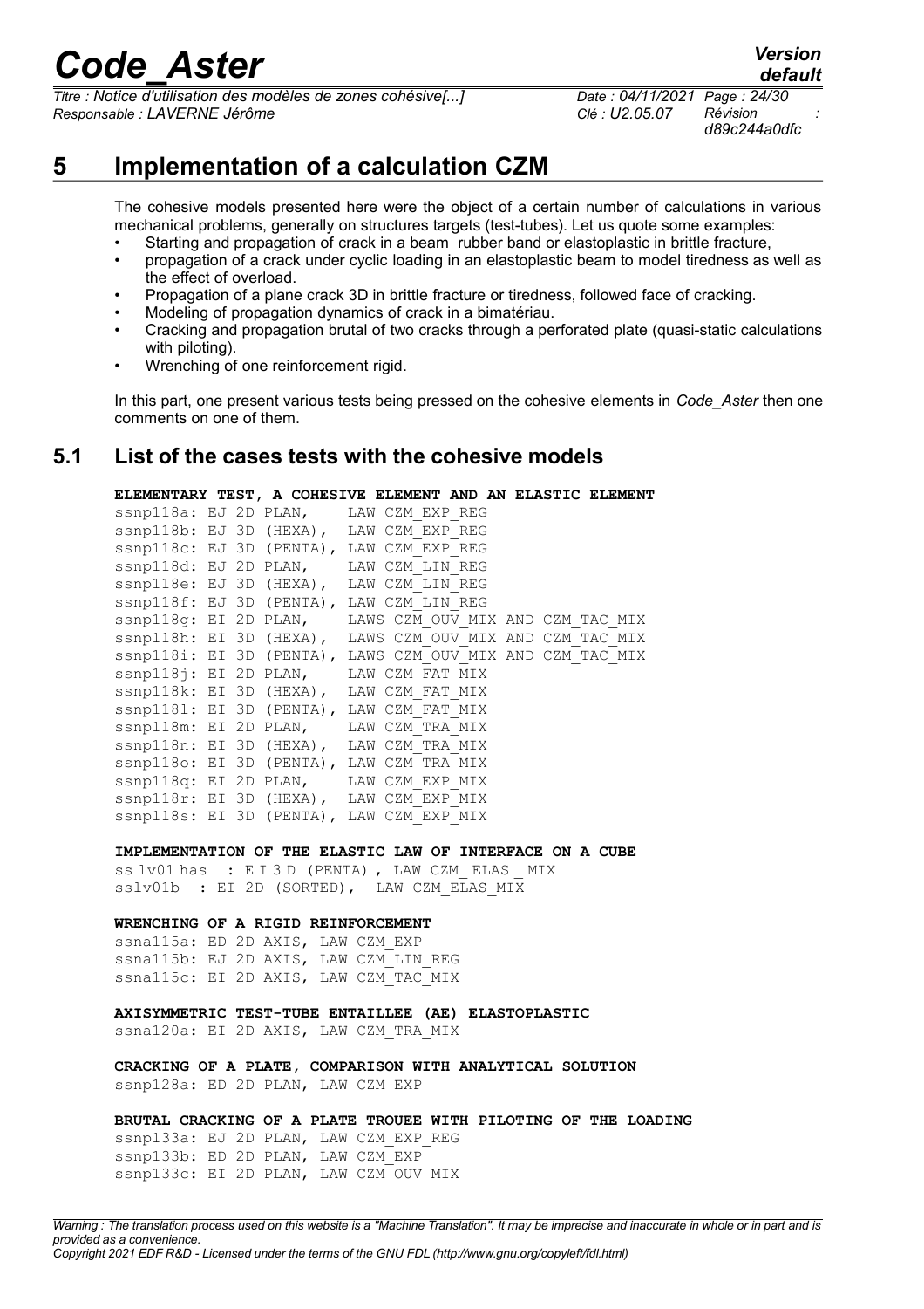# 5 Implementation of a calculation CZM

The cohesive models presented here were the object of a certain number of calculations in various mechanical problems, generally on structures targets (test-tubes). Let us quote some examples:

- Starting and propagation of crack in a beam rubber band or elastoplastic in brittle fracture,
- propagation of a crack under cyclic loading in an elastoplastic beam to model tiredness as well as the effect of overload.
- Propagation of a plane crack 3D in brittle fracture or tiredness, followed face of cracking.
- Modeling of propagation dynamics of crack in a bimatériau.
- Cracking and propagation brutal of two cracks through a perforated plate (quasi-static calculations with piloting).
- Wrenching of one reinforcement rigid.

In this part, one present various tests being pressed on the cohesive elements in *Code_Aster* then one comments on one of them.

## 5.1 List of the cases tests with the cohesive models

**ELEMENTARY TEST, A COHESIVE ELEMENT AND AN ELASTIC ELEMENT**

```
ssnp118a: EJ 2D PLAN,    LAW CZM_EXP_REG
ssnp118b: EJ 3D (HEXA),  LAW CZM_EXP_REG
ssnp118c: EJ 3D (PENTA), LAW CZM_EXP_REG
ssnp118d: EJ 2D PLAN,    LAW CZM_LIN_REG
ssnp118e: EJ 3D (HEXA),  LAW CZM_LIN_REG
ssnp118f: EJ 3D (PENTA), LAW CZM_LIN_REG
ssnp118g: EI 2D PLAN,    LAWS CZM_OUV_MIX AND CZM_TAC_MIX
ssnp118h: EI 3D (HEXA),  LAWS CZM_OUV_MIX AND CZM_TAC_MIX
ssnp118i: EI 3D (PENTA), LAWS CZM_OUV_MIX AND CZM_TAC_MIX
ssnp118j: EI 2D PLAN,    LAW CZM_FAT_MIX
ssnp118k: EI 3D (HEXA),  LAW CZM_FAT_MIX
ssnp118l: EI 3D (PENTA), LAW CZM_FAT_MIX
ssnp118m: EI 2D PLAN,    LAW CZM_TRA_MIX
ssnp118n: EI 3D (HEXA),  LAW CZM_TRA_MIX
ssnp118o: EI 3D (PENTA), LAW CZM_TRA_MIX
ssnp118q: EI 2D PLAN,    LAW CZM_EXP_MIX
ssnp118r: EI 3D (HEXA),  LAW CZM_EXP_MIX
ssnp118s: EI 3D (PENTA), LAW CZM_EXP_MIX
```

**IMPLEMENTATION OF THE ELASTIC LAW OF INTERFACE ON A CUBE**

```
ss lv01 has  : E I 3 D (PENTA) , LAW CZM_ ELAS _ MIX
sslv01b  : EI 2D (SORTED),  LAW CZM_ELAS_MIX
```

**WRENCHING OF A RIGID REINFORCEMENT**

```
ssna115a: ED 2D AXIS, LAW CZM_EXP
ssna115b: EJ 2D AXIS, LAW CZM_LIN_REG
ssna115c: EI 2D AXIS, LAW CZM_TAC_MIX
```

**AXISYMMETRIC TEST-TUBE ENTAILLEE (AE) ELASTOPLASTIC**

```
ssna120a: EI 2D AXIS, LAW CZM_TRA_MIX
```

**CRACKING OF A PLATE, COMPARISON WITH ANALYTICAL SOLUTION**

```
ssnp128a: ED 2D PLAN, LAW CZM_EXP
```

**BRUTAL CRACKING OF A PLATE TROUEE WITH PILOTING OF THE LOADING**

```
ssnp133a: EJ 2D PLAN, LAW CZM_EXP_REG
ssnp133b: ED 2D PLAN, LAW CZM_EXP
ssnp133c: EI 2D PLAN, LAW CZM_OUV_MIX
```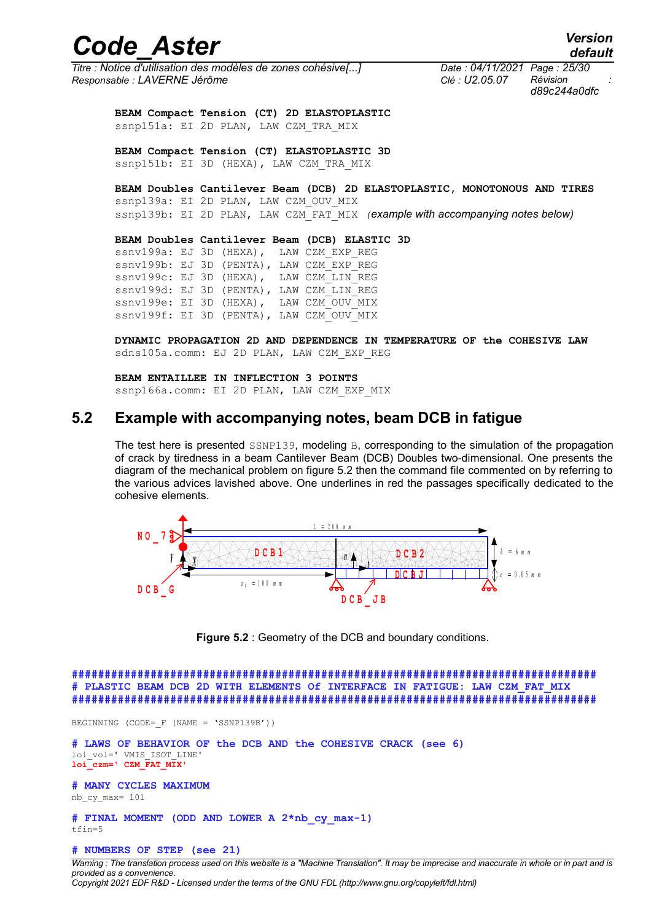**BEAM Compact Tension (CT) 2D ELASTOPLASTIC**
ssnp151a: EI 2D PLAN, LAW CZM_TRA_MIX

**BEAM Compact Tension (CT) ELASTOPLASTIC 3D**
ssnp151b: EI 3D (HEXA), LAW CZM_TRA_MIX

**BEAM Doubles Cantilever Beam (DCB) 2D ELASTOPLASTIC, MONOTONOUS AND TIRES**
ssnp139a: EI 2D PLAN, LAW CZM_OUV_MIX
ssnp139b: EI 2D PLAN, LAW CZM_FAT_MIX *(example with accompanying notes below)*

**BEAM Doubles Cantilever Beam (DCB) ELASTIC 3D**
ssnv199a: EJ 3D (HEXA), LAW CZM_EXP_REG
ssnv199b: EJ 3D (PENTA), LAW CZM_EXP_REG
ssnv199c: EJ 3D (HEXA), LAW CZM_LIN_REG
ssnv199d: EJ 3D (PENTA), LAW CZM_LIN_REG
ssnv199e: EI 3D (HEXA), LAW CZM_OUV_MIX
ssnv199f: EI 3D (PENTA), LAW CZM_OUV_MIX

**DYNAMIC PROPAGATION 2D AND DEPENDENCE IN TEMPERATURE OF the COHESIVE LAW**
sdns105a.comm: EJ 2D PLAN, LAW CZM_EXP_REG

**BEAM ENTAILLEE IN INFLECTION 3 POINTS**
ssnp166a.comm: EI 2D PLAN, LAW CZM_EXP_MIX

## 5.2 Example with accompanying notes, beam DCB in fatigue

The test here is presented SSNP139, modeling B, corresponding to the simulation of the propagation of crack by tiredness in a beam Cantilever Beam (DCB) Doubles two-dimensional. One presents the diagram of the mechanical problem on figure 5.2 then the command file commented on by referring to the various advices lavished above. One underlines in red the passages specifically dedicated to the cohesive elements.

NO_7, DCB_G, DCB1, DCB2, DCBJ, DCB_JB, $L = 200$ mm, $a_0 = 100$ mm, $h = 6$ mm, $\varepsilon = 0.05$ mm

**Figure 5.2** : Geometry of the DCB and boundary conditions.

```
##################################################################################
# PLASTIC BEAM DCB 2D WITH ELEMENTS Of INTERFACE IN FATIGUE: LAW CZM_FAT_MIX
##################################################################################

BEGINNING (CODE=_F (NAME = 'SSNP139B'))

# LAWS OF BEHAVIOR OF the DCB AND the COHESIVE CRACK (see 6)
loi_vol=' VMIS_ISOT_LINE'
loi_czm=' CZM_FAT_MIX'

# MANY CYCLES MAXIMUM
nb_cy_max= 101

# FINAL MOMENT (ODD AND LOWER A 2*nb_cy_max-1)
tfin=5

# NUMBERS OF STEP (see 21)
```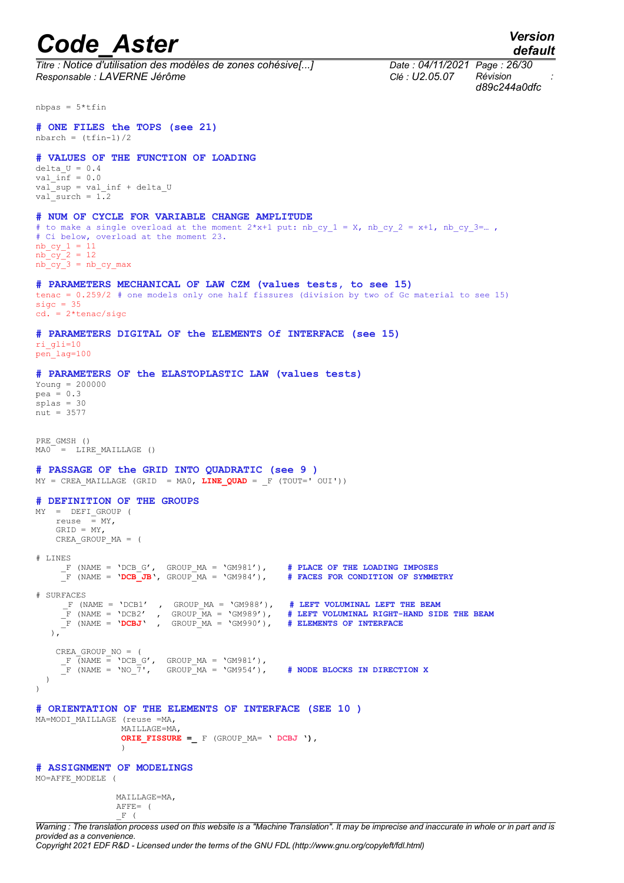```
nbpas = 5*tfin

# ONE FILES the TOPS (see 21)
nbarch = (tfin-1)/2

# VALUES OF THE FUNCTION OF LOADING
delta_U = 0.4
val_inf = 0.0
val_sup = val_inf + delta_U
val_surch = 1.2

# NUM OF CYCLE FOR VARIABLE CHANGE AMPLITUDE
# to make a single overload at the moment 2*x+1 put: nb_cy_1 = X, nb_cy_2 = x+1, nb_cy_3=… ,
# Ci below, overload at the moment 23.
nb_cy_1 = 11
nb_cy_2 = 12
nb_cy_3 = nb_cy_max

# PARAMETERS MECHANICAL OF LAW CZM (values tests, to see 15)
tenac = 0.259/2 # one models only one half fissures (division by two of Gc material to see 15)
sigc = 35
cd. = 2*tenac/sigc

# PARAMETERS DIGITAL OF the ELEMENTS Of INTERFACE (see 15)
ri_gli=10
pen_lag=100

# PARAMETERS OF the ELASTOPLASTIC LAW (values tests)
Young = 200000
pea = 0.3
splas = 30
nut = 3577


PRE_GMSH ()
MA0  =  LIRE_MAILLAGE ()

# PASSAGE OF the GRID INTO QUADRATIC (see 9 )
MY = CREA_MAILLAGE (GRID  = MA0, LINE_QUAD = _F (TOUT=' OUI'))

# DEFINITION OF THE GROUPS
MY  =  DEFI_GROUP (
    reuse  = MY,
    GRID = MY,
    CREA_GROUP_MA = (

# LINES
     _F (NAME = 'DCB_G',  GROUP_MA = 'GM981'),    # PLACE OF THE LOADING IMPOSES
     _F (NAME = 'DCB_JB', GROUP_MA = 'GM984'),    # FACES FOR CONDITION OF SYMMETRY

# SURFACES
      _F (NAME = 'DCB1'  ,  GROUP_MA = 'GM988'),   # LEFT VOLUMINAL LEFT THE BEAM
      _F (NAME = 'DCB2'  ,  GROUP_MA = 'GM989'),   # LEFT VOLUMINAL RIGHT-HAND SIDE THE BEAM
      _F (NAME = 'DCBJ'  ,  GROUP_MA = 'GM990'),   # ELEMENTS OF INTERFACE
   ),

    CREA_GROUP_NO = (
     _F (NAME = 'DCB_G',  GROUP_MA = 'GM981'),
     _F (NAME = 'NO_7',   GROUP_MA = 'GM954'),    # NODE BLOCKS IN DIRECTION X
  )
)

# ORIENTATION OF THE ELEMENTS OF INTERFACE (SEE 10 )
MA=MODI_MAILLAGE (reuse =MA,
                 MAILLAGE=MA,
                 ORIE_FISSURE =_ F (GROUP_MA= ' DCBJ '),
                 )

# ASSIGNMENT OF MODELINGS
MO=AFFE_MODELE (

                MAILLAGE=MA,
                AFFE= (
                _F (
```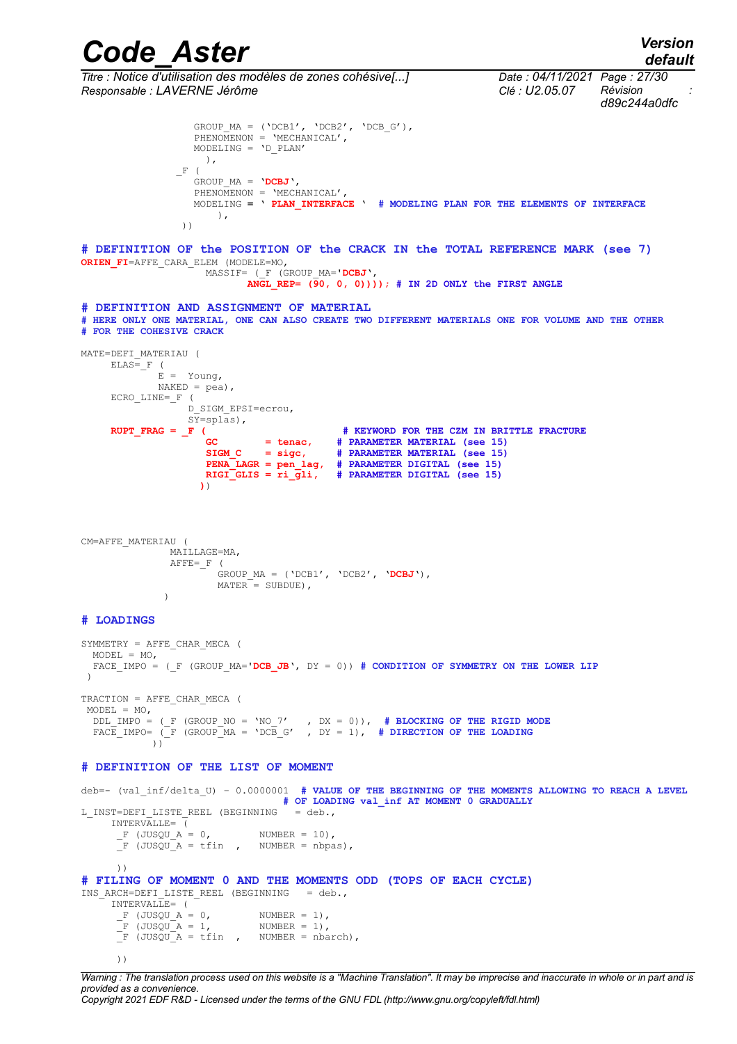```
                  GROUP_MA = ('DCB1', 'DCB2', 'DCB_G'),
                  PHENOMENON = 'MECHANICAL',
                  MODELING = 'D_PLAN'
                    ),
               _F (
                  GROUP_MA = 'DCBJ',
                  PHENOMENON = 'MECHANICAL',
                  MODELING = ' PLAN_INTERFACE '  # MODELING PLAN FOR THE ELEMENTS OF INTERFACE
                     ),
               ))

# DEFINITION OF the POSITION OF the CRACK IN the TOTAL REFERENCE MARK (see 7)
ORIEN_FI=AFFE_CARA_ELEM (MODELE=MO,
                  MASSIF= (_F (GROUP_MA='DCBJ',
                         ANGL_REP= (90, 0, 0)))); # IN 2D ONLY the FIRST ANGLE

# DEFINITION AND ASSIGNMENT OF MATERIAL
# HERE ONLY ONE MATERIAL, ONE CAN ALSO CREATE TWO DIFFERENT MATERIALS ONE FOR VOLUME AND THE OTHER
# FOR THE COHESIVE CRACK

MATE=DEFI_MATERIAU (
     ELAS=_F (
            E =  Young,
            NAKED = pea),
     ECRO_LINE=_F (
                D_SIGM_EPSI=ecrou,
                SY=splas),
     RUPT_FRAG = _F (                     # KEYWORD FOR THE CZM IN BRITTLE FRACTURE
                   GC        = tenac,    # PARAMETER MATERIAL (see 15)
                   SIGM_C    = sigc,     # PARAMETER MATERIAL (see 15)
                   PENA_LAGR = pen_lag,  # PARAMETER DIGITAL (see 15)
                   RIGI_GLIS = ri_gli,   # PARAMETER DIGITAL (see 15)
                  ))



CM=AFFE_MATERIAU (
               MAILLAGE=MA,
               AFFE=_F (
                       GROUP_MA = ('DCB1', 'DCB2', 'DCBJ'),
                       MATER = SUBDUE),
              )

# LOADINGS

SYMMETRY = AFFE_CHAR_MECA (
  MODEL = MO,
  FACE_IMPO = (_F (GROUP_MA='DCB_JB', DY = 0)) # CONDITION OF SYMMETRY ON THE LOWER LIP
 )

TRACTION = AFFE_CHAR_MECA (
 MODEL = MO,
  DDL_IMPO = (_F (GROUP_NO = 'NO_7'    , DX = 0)),  # BLOCKING OF THE RIGID MODE
  FACE_IMPO= (_F (GROUP_MA = 'DCB_G'   , DY = 1),  # DIRECTION OF THE LOADING
          ))

# DEFINITION OF THE LIST OF MOMENT

deb=- (val_inf/delta_U) - 0.0000001  # VALUE OF THE BEGINNING OF THE MOMENTS ALLOWING TO REACH A LEVEL
                                     # OF LOADING val_inf AT MOMENT 0 GRADUALLY
L_INST=DEFI_LISTE_REEL (BEGINNING   = deb.,
     INTERVALLE= (
      _F (JUSQU_A = 0,        NUMBER = 10),
      _F (JUSQU_A = tfin  ,   NUMBER = nbpas),

      ))
# FILING OF MOMENT 0 AND THE MOMENTS ODD (TOPS OF EACH CYCLE)
INS_ARCH=DEFI_LISTE_REEL (BEGINNING   = deb.,
     INTERVALLE= (
      _F (JUSQU_A = 0,        NUMBER = 1),
      _F (JUSQU_A = 1,        NUMBER = 1),
      _F (JUSQU_A = tfin  ,   NUMBER = nbarch),

      ))
```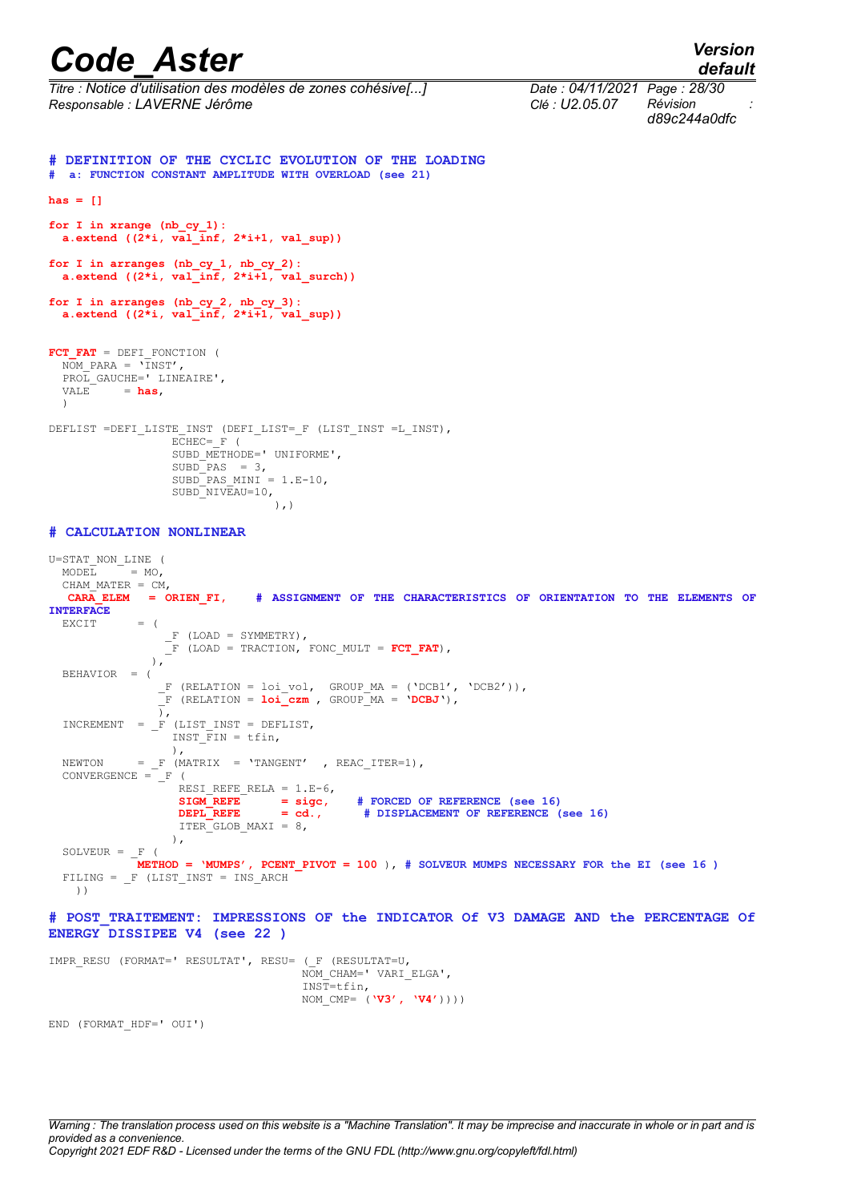```
# DEFINITION OF THE CYCLIC EVOLUTION OF THE LOADING
#  a: FUNCTION CONSTANT AMPLITUDE WITH OVERLOAD (see 21)

has = []

for I in xrange (nb_cy_1):
  a.extend ((2*i, val_inf, 2*i+1, val_sup))

for I in arranges (nb_cy_1, nb_cy_2):
  a.extend ((2*i, val_inf, 2*i+1, val_surch))

for I in arranges (nb_cy_2, nb_cy_3):
  a.extend ((2*i, val_inf, 2*i+1, val_sup))


FCT_FAT = DEFI_FONCTION (
  NOM_PARA = 'INST',
  PROL_GAUCHE=' LINEAIRE',
  VALE     = has,
  )

DEFLIST =DEFI_LISTE_INST (DEFI_LIST=_F (LIST_INST =L_INST),
                  ECHEC=_F (
                  SUBD_METHODE=' UNIFORME',
                  SUBD_PAS  = 3,
                  SUBD_PAS_MINI = 1.E-10,
                  SUBD_NIVEAU=10,
                                ),)

# CALCULATION NONLINEAR

U=STAT_NON_LINE (
  MODEL     = MO,
  CHAM_MATER = CM,
   CARA_ELEM   = ORIEN_FI,    # ASSIGNMENT OF THE CHARACTERISTICS OF ORIENTATION TO THE ELEMENTS OF
INTERFACE
  EXCIT      = (
                _F (LOAD = SYMMETRY),
                _F (LOAD = TRACTION, FONC_MULT = FCT_FAT),
              ),
  BEHAVIOR  = (
               _F (RELATION = loi_vol,  GROUP_MA = ('DCB1', 'DCB2')),
               _F (RELATION = loi_czm , GROUP_MA = 'DCBJ'),
               ),
  INCREMENT  = _F (LIST_INST = DEFLIST,
                  INST_FIN = tfin,
                  ),
  NEWTON     = _F (MATRIX  = 'TANGENT'  , REAC_ITER=1),
  CONVERGENCE = _F (
                   RESI_REFE_RELA = 1.E-6,
                   SIGM_REFE      = sigc,     # FORCED OF REFERENCE (see 16)
                   DEPL_REFE      = cd.,       # DISPLACEMENT OF REFERENCE (see 16)
                   ITER_GLOB_MAXI = 8,
                  ),
  SOLVEUR = _F (
             METHOD = 'MUMPS', PCENT_PIVOT = 100 ), # SOLVEUR MUMPS NECESSARY FOR the EI (see 16 )
  FILING = _F (LIST_INST = INS_ARCH
    ))

# POST_TRAITEMENT: IMPRESSIONS OF the INDICATOR Of V3 DAMAGE AND the PERCENTAGE Of
ENERGY DISSIPEE V4 (see 22 )

IMPR_RESU (FORMAT=' RESULTAT', RESU= (_F (RESULTAT=U,
                                     NOM_CHAM=' VARI_ELGA',
                                     INST=tfin,
                                     NOM_CMP= ('V3', 'V4'))))

END (FORMAT_HDF=' OUI')
```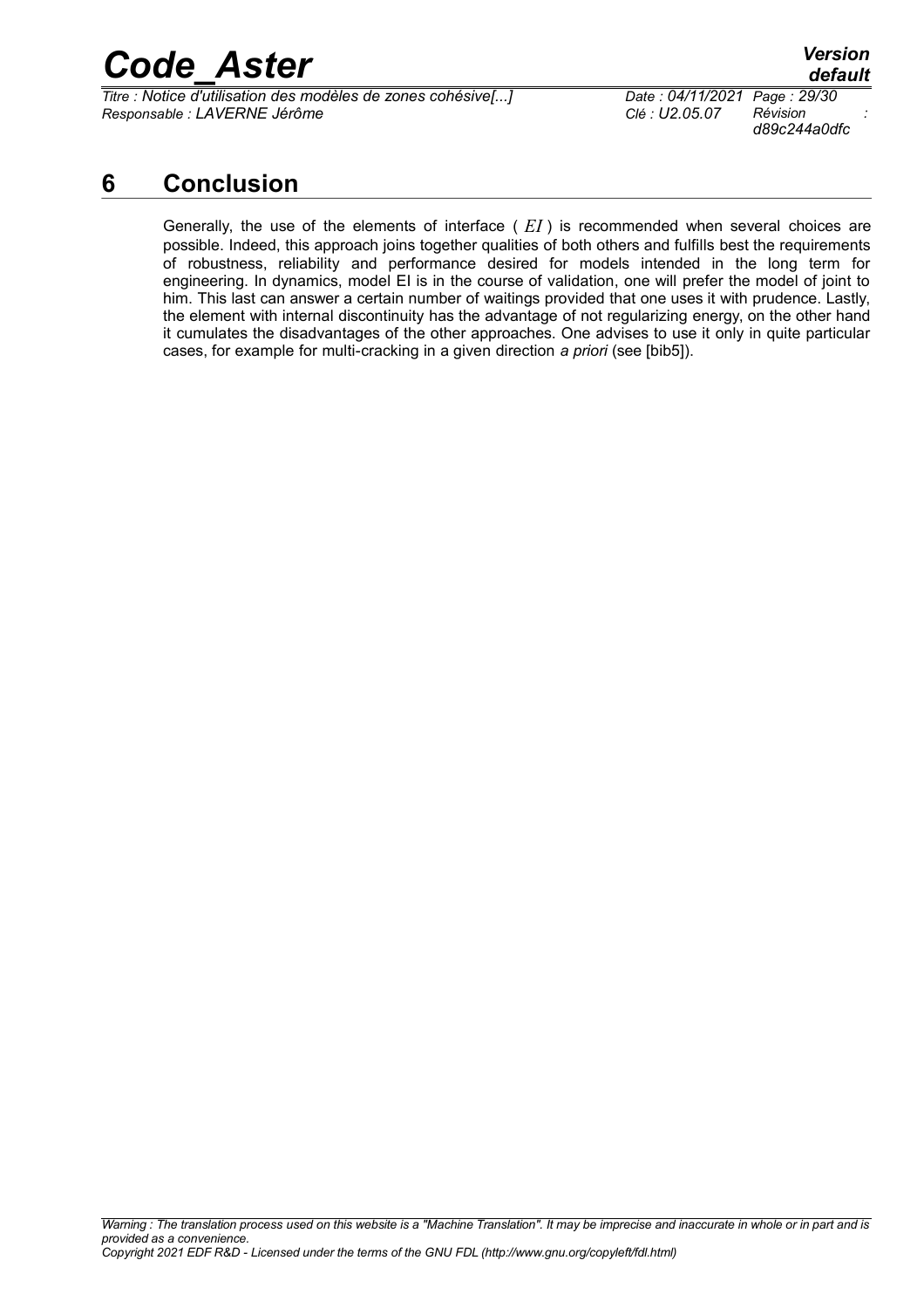# 6 Conclusion

Generally, the use of the elements of interface ( $EI$ ) is recommended when several choices are possible. Indeed, this approach joins together qualities of both others and fulfills best the requirements of robustness, reliability and performance desired for models intended in the long term for engineering. In dynamics, model EI is in the course of validation, one will prefer the model of joint to him. This last can answer a certain number of waitings provided that one uses it with prudence. Lastly, the element with internal discontinuity has the advantage of not regularizing energy, on the other hand it cumulates the disadvantages of the other approaches. One advises to use it only in quite particular cases, for example for multi-cracking in a given direction *a priori* (see [bib5]).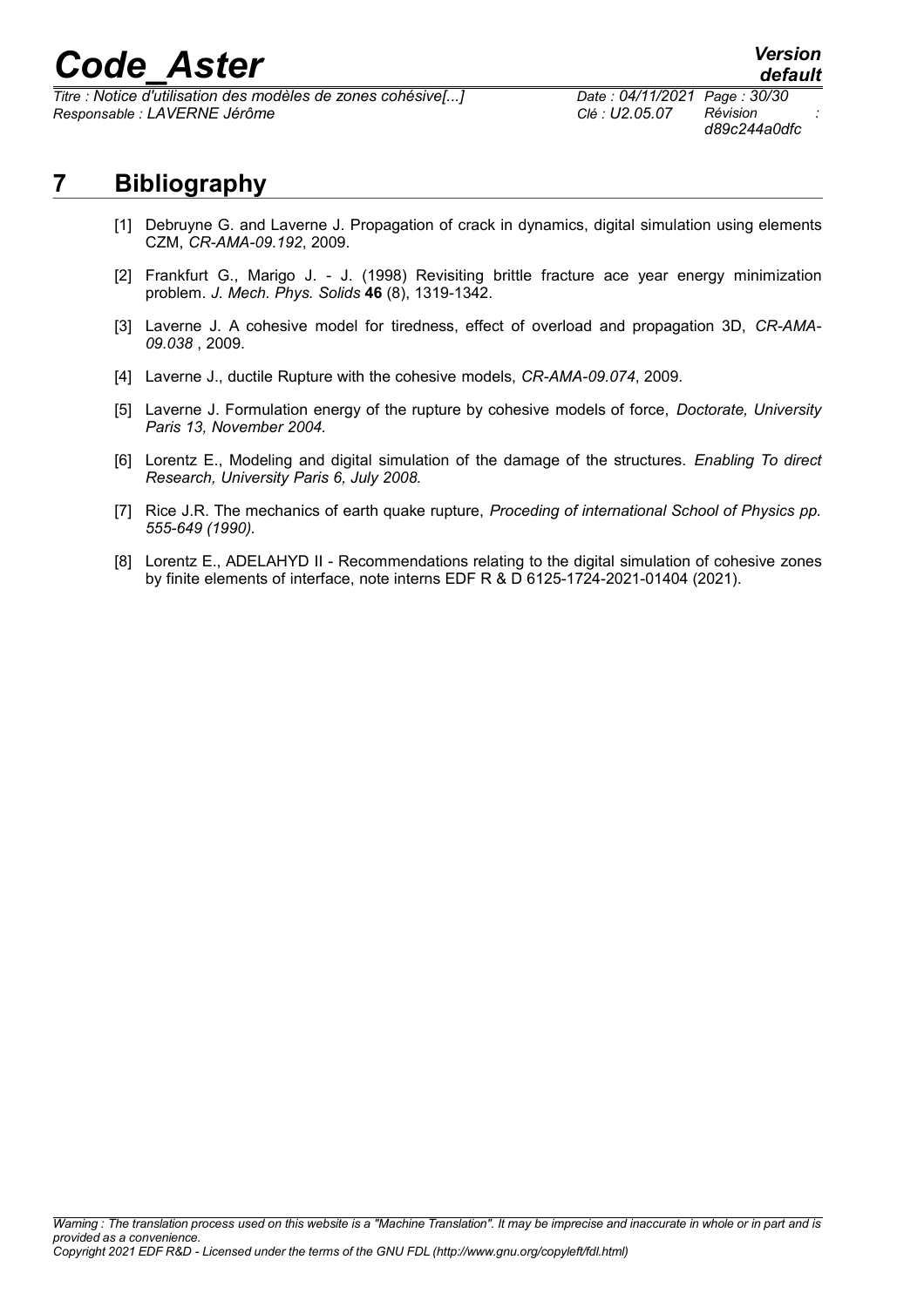# 7 Bibliography

[1] Debruyne G. and Laverne J. Propagation of crack in dynamics, digital simulation using elements CZM, *CR-AMA-09.192*, 2009.

[2] Frankfurt G., Marigo J. - J. (1998) Revisiting brittle fracture ace year energy minimization problem. *J. Mech. Phys. Solids* **46** (8), 1319-1342.

[3] Laverne J. A cohesive model for tiredness, effect of overload and propagation 3D, *CR-AMA-09.038* , 2009.

[4] Laverne J., ductile Rupture with the cohesive models, *CR-AMA-09.074*, 2009.

[5] Laverne J. Formulation energy of the rupture by cohesive models of force, *Doctorate, University Paris 13, November 2004.*

[6] Lorentz E., Modeling and digital simulation of the damage of the structures. *Enabling To direct Research, University Paris 6, July 2008.*

[7] Rice J.R. The mechanics of earth quake rupture, *Proceding of international School of Physics pp. 555-649 (1990).*

[8] Lorentz E., ADELAHYD II - Recommendations relating to the digital simulation of cohesive zones by finite elements of interface, note interns EDF R & D 6125-1724-2021-01404 (2021).